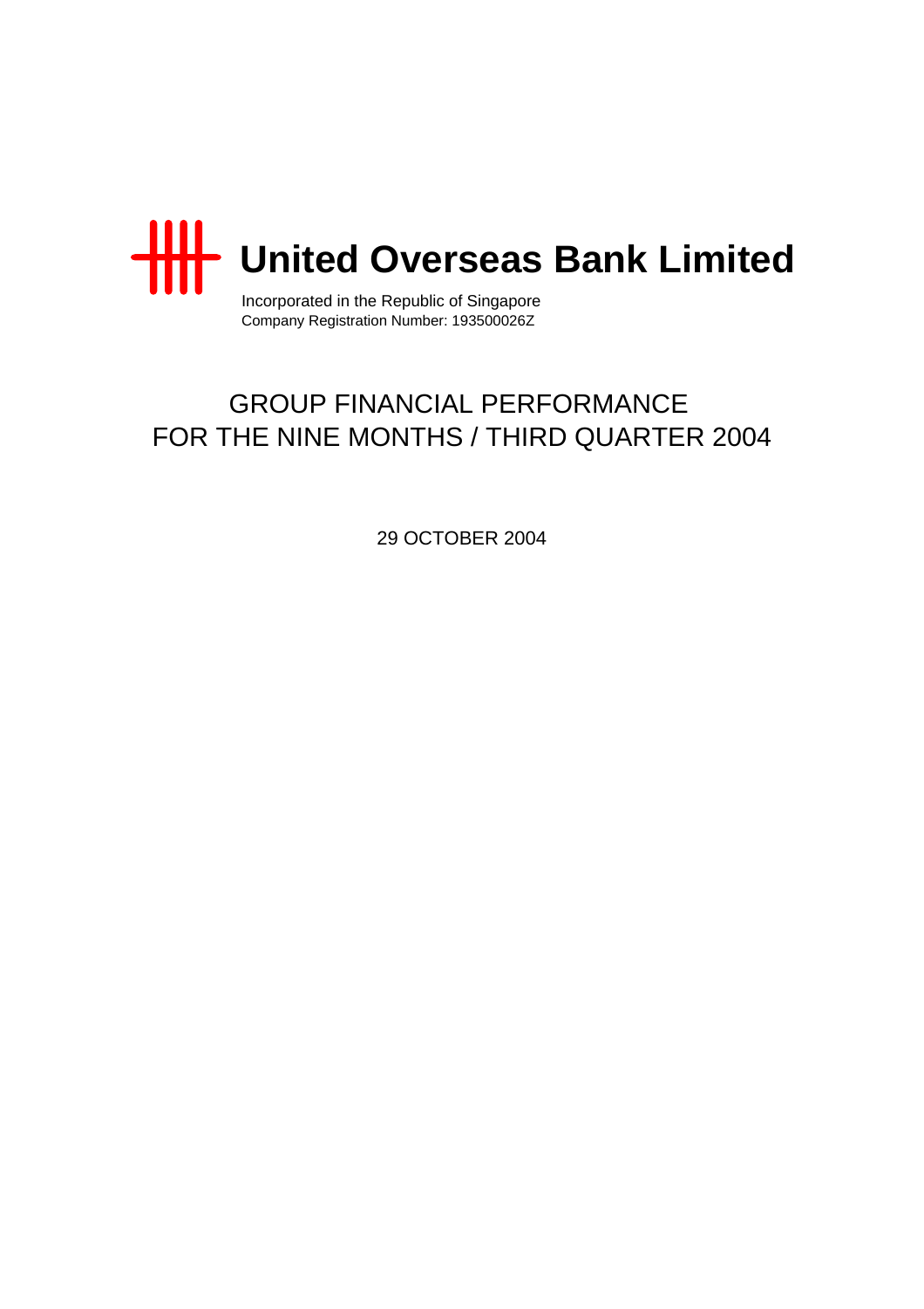# United Overseas Bank Limited

Incorporated in the Republic of Singapore
Company Registration Number: 193500026Z

## GROUP FINANCIAL PERFORMANCE FOR THE NINE MONTHS / THIRD QUARTER 2004

29 OCTOBER 2004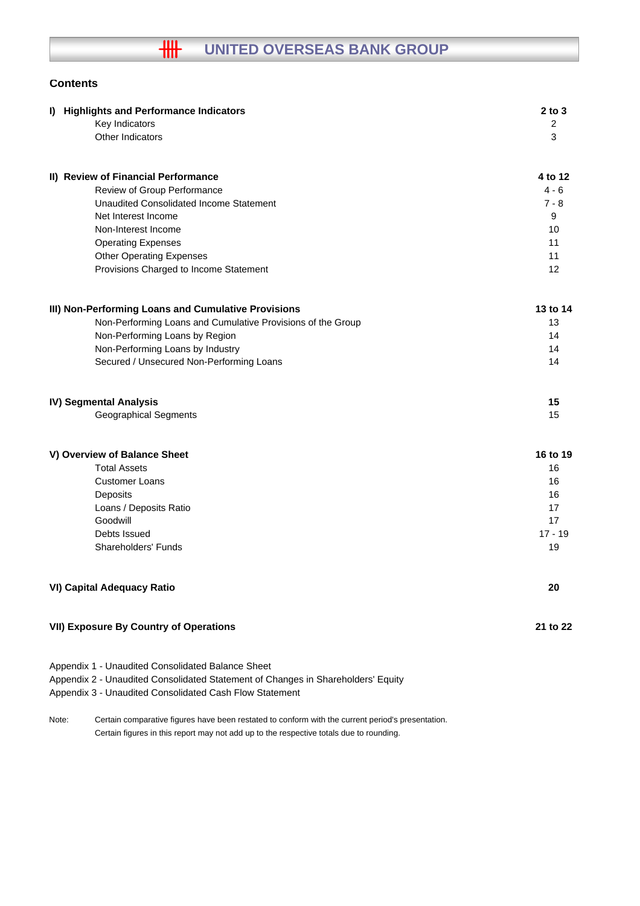# UNITED OVERSEAS BANK GROUP

## Contents

| | |
|---|---|
| **I) Highlights and Performance Indicators** | **2 to 3** |
| Key Indicators | 2 |
| Other Indicators | 3 |
| | |
| **II) Review of Financial Performance** | **4 to 12** |
| Review of Group Performance | 4 - 6 |
| Unaudited Consolidated Income Statement | 7 - 8 |
| Net Interest Income | 9 |
| Non-Interest Income | 10 |
| Operating Expenses | 11 |
| Other Operating Expenses | 11 |
| Provisions Charged to Income Statement | 12 |
| | |
| **III) Non-Performing Loans and Cumulative Provisions** | **13 to 14** |
| Non-Performing Loans and Cumulative Provisions of the Group | 13 |
| Non-Performing Loans by Region | 14 |
| Non-Performing Loans by Industry | 14 |
| Secured / Unsecured Non-Performing Loans | 14 |
| | |
| **IV) Segmental Analysis** | **15** |
| Geographical Segments | 15 |
| | |
| **V) Overview of Balance Sheet** | **16 to 19** |
| Total Assets | 16 |
| Customer Loans | 16 |
| Deposits | 16 |
| Loans / Deposits Ratio | 17 |
| Goodwill | 17 |
| Debts Issued | 17 - 19 |
| Shareholders' Funds | 19 |
| | |
| **VI) Capital Adequacy Ratio** | **20** |
| | |
| **VII) Exposure By Country of Operations** | **21 to 22** |

Appendix 1 - Unaudited Consolidated Balance Sheet
Appendix 2 - Unaudited Consolidated Statement of Changes in Shareholders' Equity
Appendix 3 - Unaudited Consolidated Cash Flow Statement

Note: Certain comparative figures have been restated to conform with the current period's presentation.
Certain figures in this report may not add up to the respective totals due to rounding.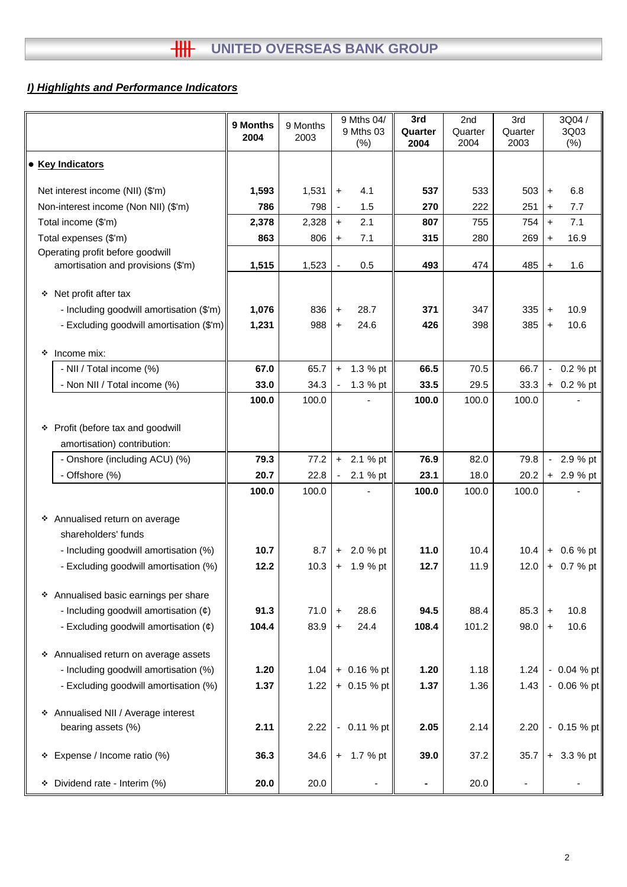## I) Highlights and Performance Indicators

| | 9 Months 2004 | 9 Months 2003 | 9 Mths 04/ 9 Mths 03 (%) | 3rd Quarter 2004 | 2nd Quarter 2004 | 3rd Quarter 2003 | 3Q04 / 3Q03 (%) |
|---|---|---|---|---|---|---|---|
| **• Key Indicators** | | | | | | | |
| Net interest income (NII) ($'m) | **1,593** | 1,531 | + 4.1 | **537** | 533 | 503 | + 6.8 |
| Non-interest income (Non NII) ($'m) | **786** | 798 | - 1.5 | **270** | 222 | 251 | + 7.7 |
| Total income ($'m) | **2,378** | 2,328 | + 2.1 | **807** | 755 | 754 | + 7.1 |
| Total expenses ($'m) | **863** | 806 | + 7.1 | **315** | 280 | 269 | + 16.9 |
| Operating profit before goodwill amortisation and provisions ($'m) | **1,515** | 1,523 | - 0.5 | **493** | 474 | 485 | + 1.6 |
| ❖ Net profit after tax | | | | | | | |
| - Including goodwill amortisation ($'m) | **1,076** | 836 | + 28.7 | **371** | 347 | 335 | + 10.9 |
| - Excluding goodwill amortisation ($'m) | **1,231** | 988 | + 24.6 | **426** | 398 | 385 | + 10.6 |
| ❖ Income mix: | | | | | | | |
| - NII / Total income (%) | **67.0** | 65.7 | + 1.3 % pt | **66.5** | 70.5 | 66.7 | - 0.2 % pt |
| - Non NII / Total income (%) | **33.0** | 34.3 | - 1.3 % pt | **33.5** | 29.5 | 33.3 | + 0.2 % pt |
| | **100.0** | 100.0 | - | **100.0** | 100.0 | 100.0 | - |
| ❖ Profit (before tax and goodwill amortisation) contribution: | | | | | | | |
| - Onshore (including ACU) (%) | **79.3** | 77.2 | + 2.1 % pt | **76.9** | 82.0 | 79.8 | - 2.9 % pt |
| - Offshore (%) | **20.7** | 22.8 | - 2.1 % pt | **23.1** | 18.0 | 20.2 | + 2.9 % pt |
| | **100.0** | 100.0 | - | **100.0** | 100.0 | 100.0 | - |
| ❖ Annualised return on average shareholders' funds | | | | | | | |
| - Including goodwill amortisation (%) | **10.7** | 8.7 | + 2.0 % pt | **11.0** | 10.4 | 10.4 | + 0.6 % pt |
| - Excluding goodwill amortisation (%) | **12.2** | 10.3 | + 1.9 % pt | **12.7** | 11.9 | 12.0 | + 0.7 % pt |
| ❖ Annualised basic earnings per share | | | | | | | |
| - Including goodwill amortisation (¢) | **91.3** | 71.0 | + 28.6 | **94.5** | 88.4 | 85.3 | + 10.8 |
| - Excluding goodwill amortisation (¢) | **104.4** | 83.9 | + 24.4 | **108.4** | 101.2 | 98.0 | + 10.6 |
| ❖ Annualised return on average assets | | | | | | | |
| - Including goodwill amortisation (%) | **1.20** | 1.04 | + 0.16 % pt | **1.20** | 1.18 | 1.24 | - 0.04 % pt |
| - Excluding goodwill amortisation (%) | **1.37** | 1.22 | + 0.15 % pt | **1.37** | 1.36 | 1.43 | - 0.06 % pt |
| ❖ Annualised NII / Average interest bearing assets (%) | **2.11** | 2.22 | - 0.11 % pt | **2.05** | 2.14 | 2.20 | - 0.15 % pt |
| ❖ Expense / Income ratio (%) | **36.3** | 34.6 | + 1.7 % pt | **39.0** | 37.2 | 35.7 | + 3.3 % pt |
| ❖ Dividend rate - Interim (%) | **20.0** | 20.0 | - | **-** | 20.0 | - | - |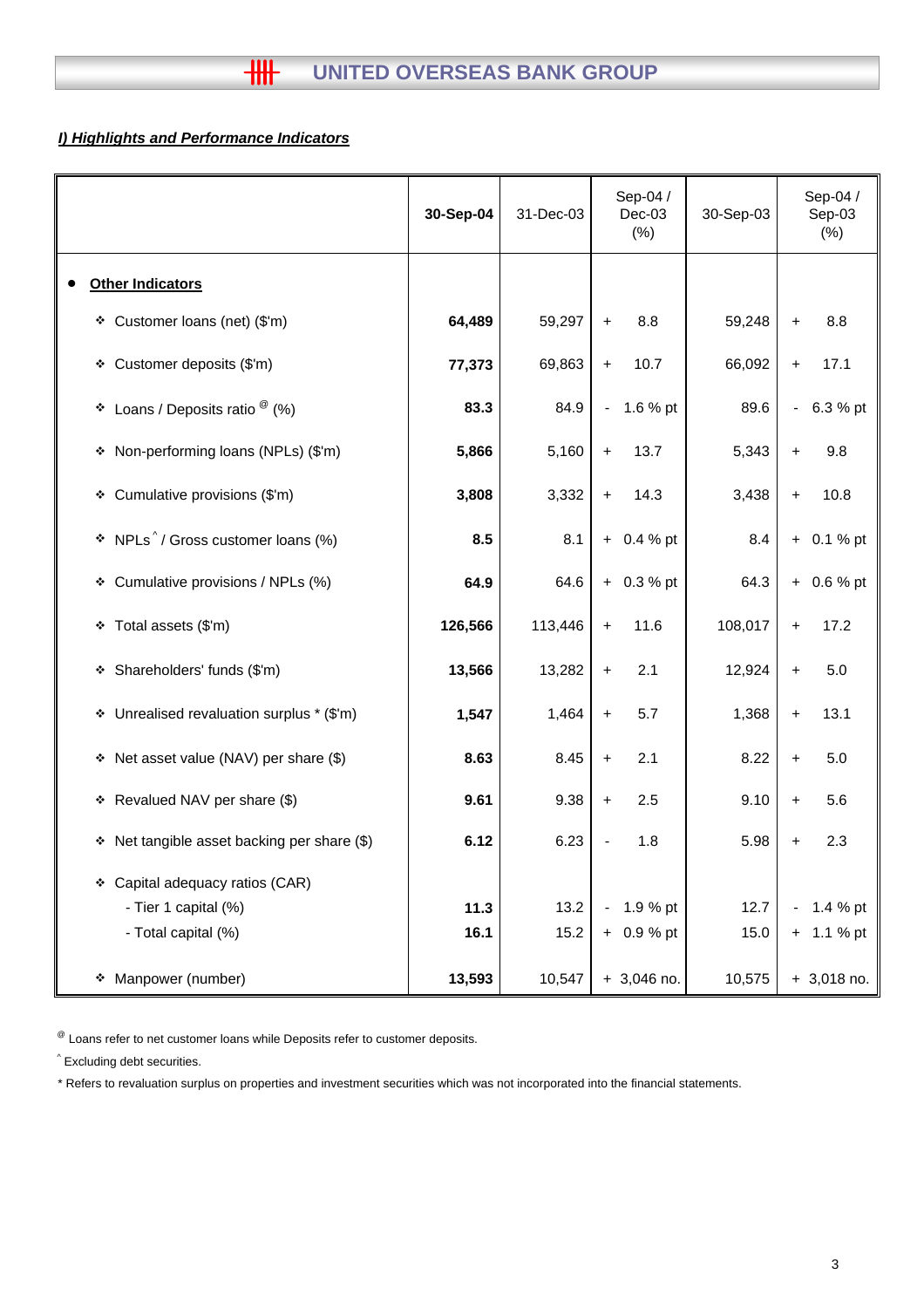## *I) Highlights and Performance Indicators*

| | 30-Sep-04 | 31-Dec-03 | Sep-04 / Dec-03 (%) | 30-Sep-03 | Sep-04 / Sep-03 (%) |
|---|---|---|---|---|---|
| • **Other Indicators** | | | | | |
| ❖ Customer loans (net) ($'m) | **64,489** | 59,297 | + 8.8 | 59,248 | + 8.8 |
| ❖ Customer deposits ($'m) | **77,373** | 69,863 | + 10.7 | 66,092 | + 17.1 |
| ❖ Loans / Deposits ratio [@] (%) | **83.3** | 84.9 | - 1.6 % pt | 89.6 | - 6.3 % pt |
| ❖ Non-performing loans (NPLs) ($'m) | **5,866** | 5,160 | + 13.7 | 5,343 | + 9.8 |
| ❖ Cumulative provisions ($'m) | **3,808** | 3,332 | + 14.3 | 3,438 | + 10.8 |
| ❖ NPLs [^] / Gross customer loans (%) | **8.5** | 8.1 | + 0.4 % pt | 8.4 | + 0.1 % pt |
| ❖ Cumulative provisions / NPLs (%) | **64.9** | 64.6 | + 0.3 % pt | 64.3 | + 0.6 % pt |
| ❖ Total assets ($'m) | **126,566** | 113,446 | + 11.6 | 108,017 | + 17.2 |
| ❖ Shareholders' funds ($'m) | **13,566** | 13,282 | + 2.1 | 12,924 | + 5.0 |
| ❖ Unrealised revaluation surplus * ($'m) | **1,547** | 1,464 | + 5.7 | 1,368 | + 13.1 |
| ❖ Net asset value (NAV) per share ($) | **8.63** | 8.45 | + 2.1 | 8.22 | + 5.0 |
| ❖ Revalued NAV per share ($) | **9.61** | 9.38 | + 2.5 | 9.10 | + 5.6 |
| ❖ Net tangible asset backing per share ($) | **6.12** | 6.23 | - 1.8 | 5.98 | + 2.3 |
| ❖ Capital adequacy ratios (CAR) | | | | | |
| - Tier 1 capital (%) | **11.3** | 13.2 | - 1.9 % pt | 12.7 | - 1.4 % pt |
| - Total capital (%) | **16.1** | 15.2 | + 0.9 % pt | 15.0 | + 1.1 % pt |
| ❖ Manpower (number) | **13,593** | 10,547 | + 3,046 no. | 10,575 | + 3,018 no. |

[@] Loans refer to net customer loans while Deposits refer to customer deposits.

[^] Excluding debt securities.

* Refers to revaluation surplus on properties and investment securities which was not incorporated into the financial statements.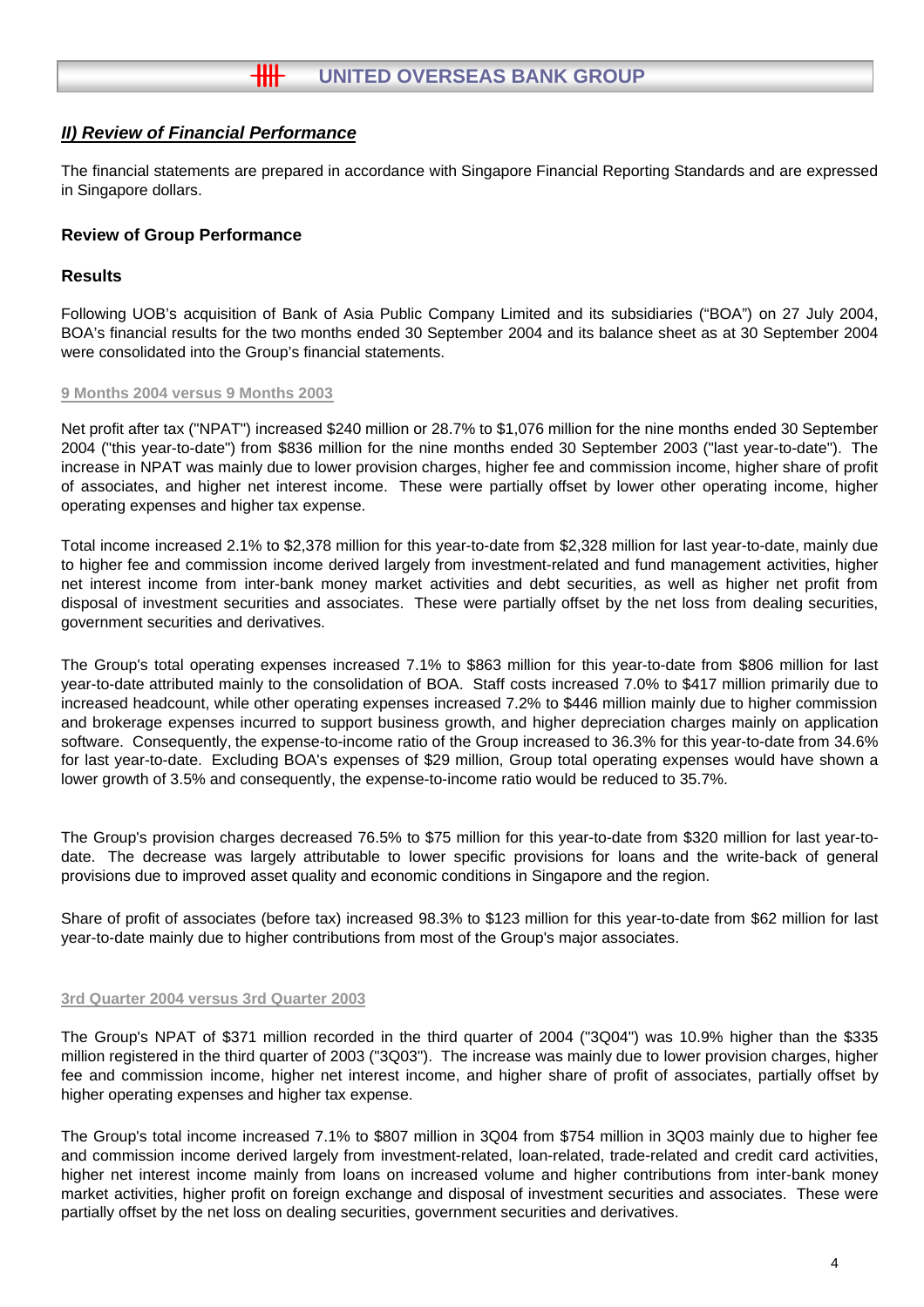## *II) Review of Financial Performance*

The financial statements are prepared in accordance with Singapore Financial Reporting Standards and are expressed in Singapore dollars.

### Review of Group Performance

### Results

Following UOB's acquisition of Bank of Asia Public Company Limited and its subsidiaries ("BOA") on 27 July 2004, BOA's financial results for the two months ended 30 September 2004 and its balance sheet as at 30 September 2004 were consolidated into the Group's financial statements.

#### 9 Months 2004 versus 9 Months 2003

Net profit after tax ("NPAT") increased $240 million or 28.7% to $1,076 million for the nine months ended 30 September 2004 ("this year-to-date") from $836 million for the nine months ended 30 September 2003 ("last year-to-date"). The increase in NPAT was mainly due to lower provision charges, higher fee and commission income, higher share of profit of associates, and higher net interest income. These were partially offset by lower other operating income, higher operating expenses and higher tax expense.

Total income increased 2.1% to $2,378 million for this year-to-date from $2,328 million for last year-to-date, mainly due to higher fee and commission income derived largely from investment-related and fund management activities, higher net interest income from inter-bank money market activities and debt securities, as well as higher net profit from disposal of investment securities and associates. These were partially offset by the net loss from dealing securities, government securities and derivatives.

The Group's total operating expenses increased 7.1% to $863 million for this year-to-date from $806 million for last year-to-date attributed mainly to the consolidation of BOA. Staff costs increased 7.0% to $417 million primarily due to increased headcount, while other operating expenses increased 7.2% to $446 million mainly due to higher commission and brokerage expenses incurred to support business growth, and higher depreciation charges mainly on application software. Consequently, the expense-to-income ratio of the Group increased to 36.3% for this year-to-date from 34.6% for last year-to-date. Excluding BOA's expenses of $29 million, Group total operating expenses would have shown a lower growth of 3.5% and consequently, the expense-to-income ratio would be reduced to 35.7%.

The Group's provision charges decreased 76.5% to $75 million for this year-to-date from $320 million for last year-to-date. The decrease was largely attributable to lower specific provisions for loans and the write-back of general provisions due to improved asset quality and economic conditions in Singapore and the region.

Share of profit of associates (before tax) increased 98.3% to $123 million for this year-to-date from $62 million for last year-to-date mainly due to higher contributions from most of the Group's major associates.

#### 3rd Quarter 2004 versus 3rd Quarter 2003

The Group's NPAT of $371 million recorded in the third quarter of 2004 ("3Q04") was 10.9% higher than the $335 million registered in the third quarter of 2003 ("3Q03"). The increase was mainly due to lower provision charges, higher fee and commission income, higher net interest income, and higher share of profit of associates, partially offset by higher operating expenses and higher tax expense.

The Group's total income increased 7.1% to $807 million in 3Q04 from $754 million in 3Q03 mainly due to higher fee and commission income derived largely from investment-related, loan-related, trade-related and credit card activities, higher net interest income mainly from loans on increased volume and higher contributions from inter-bank money market activities, higher profit on foreign exchange and disposal of investment securities and associates. These were partially offset by the net loss on dealing securities, government securities and derivatives.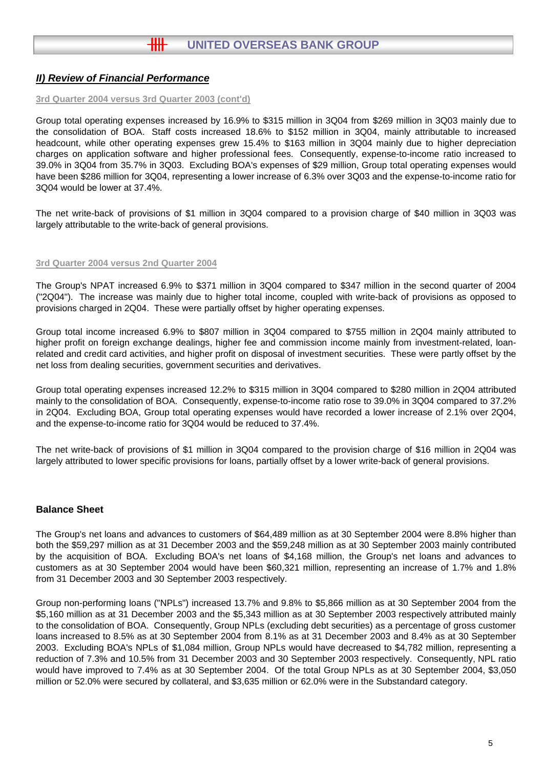## *II) Review of Financial Performance*

3rd Quarter 2004 versus 3rd Quarter 2003 (cont'd)

Group total operating expenses increased by 16.9% to $315 million in 3Q04 from $269 million in 3Q03 mainly due to the consolidation of BOA. Staff costs increased 18.6% to $152 million in 3Q04, mainly attributable to increased headcount, while other operating expenses grew 15.4% to $163 million in 3Q04 mainly due to higher depreciation charges on application software and higher professional fees. Consequently, expense-to-income ratio increased to 39.0% in 3Q04 from 35.7% in 3Q03. Excluding BOA's expenses of $29 million, Group total operating expenses would have been $286 million for 3Q04, representing a lower increase of 6.3% over 3Q03 and the expense-to-income ratio for 3Q04 would be lower at 37.4%.

The net write-back of provisions of $1 million in 3Q04 compared to a provision charge of $40 million in 3Q03 was largely attributable to the write-back of general provisions.

3rd Quarter 2004 versus 2nd Quarter 2004

The Group's NPAT increased 6.9% to $371 million in 3Q04 compared to $347 million in the second quarter of 2004 ("2Q04"). The increase was mainly due to higher total income, coupled with write-back of provisions as opposed to provisions charged in 2Q04. These were partially offset by higher operating expenses.

Group total income increased 6.9% to $807 million in 3Q04 compared to $755 million in 2Q04 mainly attributed to higher profit on foreign exchange dealings, higher fee and commission income mainly from investment-related, loan-related and credit card activities, and higher profit on disposal of investment securities. These were partly offset by the net loss from dealing securities, government securities and derivatives.

Group total operating expenses increased 12.2% to $315 million in 3Q04 compared to $280 million in 2Q04 attributed mainly to the consolidation of BOA. Consequently, expense-to-income ratio rose to 39.0% in 3Q04 compared to 37.2% in 2Q04. Excluding BOA, Group total operating expenses would have recorded a lower increase of 2.1% over 2Q04, and the expense-to-income ratio for 3Q04 would be reduced to 37.4%.

The net write-back of provisions of $1 million in 3Q04 compared to the provision charge of $16 million in 2Q04 was largely attributed to lower specific provisions for loans, partially offset by a lower write-back of general provisions.

### Balance Sheet

The Group's net loans and advances to customers of $64,489 million as at 30 September 2004 were 8.8% higher than both the $59,297 million as at 31 December 2003 and the $59,248 million as at 30 September 2003 mainly contributed by the acquisition of BOA. Excluding BOA's net loans of $4,168 million, the Group's net loans and advances to customers as at 30 September 2004 would have been $60,321 million, representing an increase of 1.7% and 1.8% from 31 December 2003 and 30 September 2003 respectively.

Group non-performing loans ("NPLs") increased 13.7% and 9.8% to $5,866 million as at 30 September 2004 from the $5,160 million as at 31 December 2003 and the $5,343 million as at 30 September 2003 respectively attributed mainly to the consolidation of BOA. Consequently, Group NPLs (excluding debt securities) as a percentage of gross customer loans increased to 8.5% as at 30 September 2004 from 8.1% as at 31 December 2003 and 8.4% as at 30 September 2003. Excluding BOA's NPLs of $1,084 million, Group NPLs would have decreased to $4,782 million, representing a reduction of 7.3% and 10.5% from 31 December 2003 and 30 September 2003 respectively. Consequently, NPL ratio would have improved to 7.4% as at 30 September 2004. Of the total Group NPLs as at 30 September 2004, $3,050 million or 52.0% were secured by collateral, and $3,635 million or 62.0% were in the Substandard category.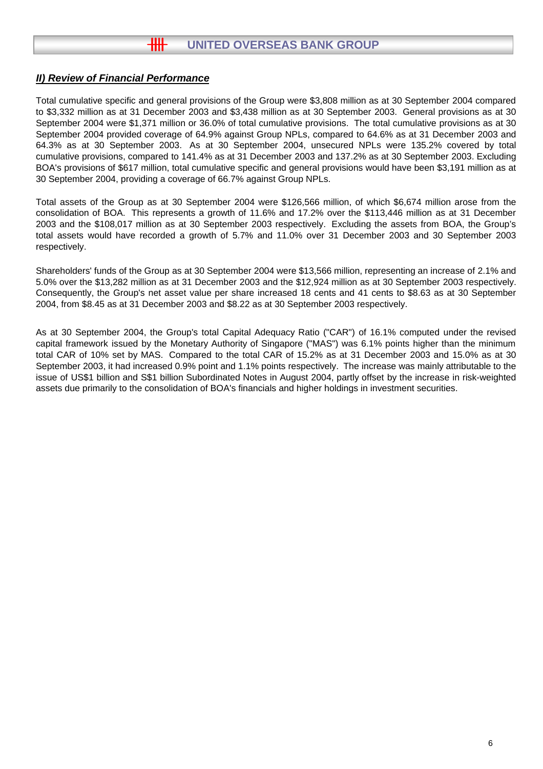## ***II) Review of Financial Performance***

Total cumulative specific and general provisions of the Group were $3,808 million as at 30 September 2004 compared to $3,332 million as at 31 December 2003 and $3,438 million as at 30 September 2003. General provisions as at 30 September 2004 were $1,371 million or 36.0% of total cumulative provisions. The total cumulative provisions as at 30 September 2004 provided coverage of 64.9% against Group NPLs, compared to 64.6% as at 31 December 2003 and 64.3% as at 30 September 2003. As at 30 September 2004, unsecured NPLs were 135.2% covered by total cumulative provisions, compared to 141.4% as at 31 December 2003 and 137.2% as at 30 September 2003. Excluding BOA's provisions of $617 million, total cumulative specific and general provisions would have been $3,191 million as at 30 September 2004, providing a coverage of 66.7% against Group NPLs.

Total assets of the Group as at 30 September 2004 were $126,566 million, of which $6,674 million arose from the consolidation of BOA. This represents a growth of 11.6% and 17.2% over the $113,446 million as at 31 December 2003 and the $108,017 million as at 30 September 2003 respectively. Excluding the assets from BOA, the Group's total assets would have recorded a growth of 5.7% and 11.0% over 31 December 2003 and 30 September 2003 respectively.

Shareholders' funds of the Group as at 30 September 2004 were $13,566 million, representing an increase of 2.1% and 5.0% over the $13,282 million as at 31 December 2003 and the $12,924 million as at 30 September 2003 respectively. Consequently, the Group's net asset value per share increased 18 cents and 41 cents to $8.63 as at 30 September 2004, from $8.45 as at 31 December 2003 and $8.22 as at 30 September 2003 respectively.

As at 30 September 2004, the Group's total Capital Adequacy Ratio ("CAR") of 16.1% computed under the revised capital framework issued by the Monetary Authority of Singapore ("MAS") was 6.1% points higher than the minimum total CAR of 10% set by MAS. Compared to the total CAR of 15.2% as at 31 December 2003 and 15.0% as at 30 September 2003, it had increased 0.9% point and 1.1% points respectively. The increase was mainly attributable to the issue of US$1 billion and S$1 billion Subordinated Notes in August 2004, partly offset by the increase in risk-weighted assets due primarily to the consolidation of BOA's financials and higher holdings in investment securities.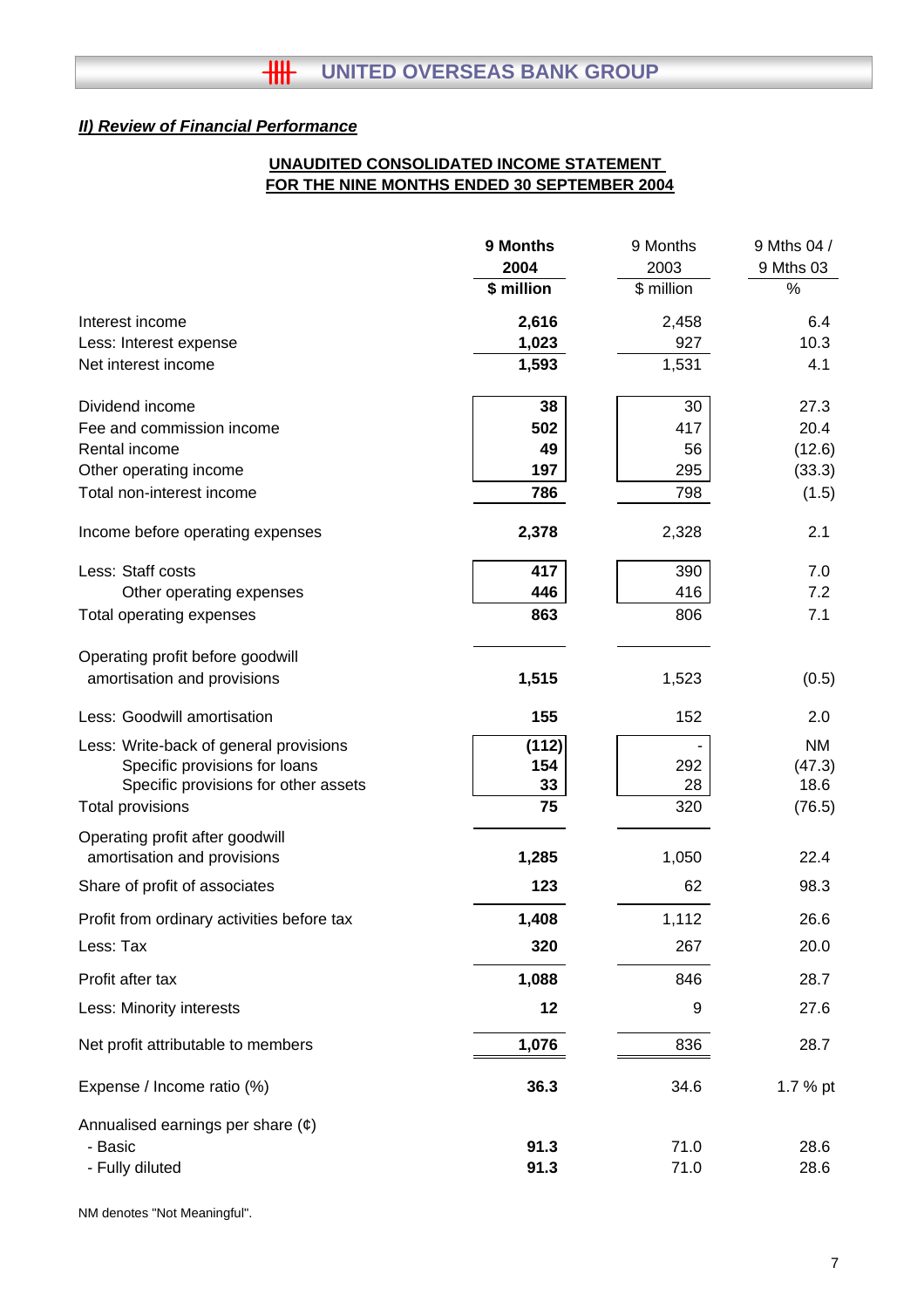## *II) Review of Financial Performance*

**UNAUDITED CONSOLIDATED INCOME STATEMENT**
**FOR THE NINE MONTHS ENDED 30 SEPTEMBER 2004**

| | **9 Months 2004 $ million** | 9 Months 2003 $ million | 9 Mths 04 / 9 Mths 03 % |
|---|---|---|---|
| Interest income | **2,616** | 2,458 | 6.4 |
| Less: Interest expense | **1,023** | 927 | 10.3 |
| Net interest income | **1,593** | 1,531 | 4.1 |
| | | | |
| Dividend income | **38** | 30 | 27.3 |
| Fee and commission income | **502** | 417 | 20.4 |
| Rental income | **49** | 56 | (12.6) |
| Other operating income | **197** | 295 | (33.3) |
| Total non-interest income | **786** | 798 | (1.5) |
| | | | |
| Income before operating expenses | **2,378** | 2,328 | 2.1 |
| | | | |
| Less: Staff costs | **417** | 390 | 7.0 |
| Other operating expenses | **446** | 416 | 7.2 |
| Total operating expenses | **863** | 806 | 7.1 |
| | | | |
| Operating profit before goodwill amortisation and provisions | **1,515** | 1,523 | (0.5) |
| | | | |
| Less: Goodwill amortisation | **155** | 152 | 2.0 |
| | | | |
| Less: Write-back of general provisions | **(112)** | - | NM |
| Specific provisions for loans | **154** | 292 | (47.3) |
| Specific provisions for other assets | **33** | 28 | 18.6 |
| Total provisions | **75** | 320 | (76.5) |
| | | | |
| Operating profit after goodwill amortisation and provisions | **1,285** | 1,050 | 22.4 |
| Share of profit of associates | **123** | 62 | 98.3 |
| Profit from ordinary activities before tax | **1,408** | 1,112 | 26.6 |
| Less: Tax | **320** | 267 | 20.0 |
| Profit after tax | **1,088** | 846 | 28.7 |
| Less: Minority interests | **12** | 9 | 27.6 |
| Net profit attributable to members | **1,076** | 836 | 28.7 |
| | | | |
| Expense / Income ratio (%) | **36.3** | 34.6 | 1.7 % pt |
| | | | |
| Annualised earnings per share (¢) | | | |
| - Basic | **91.3** | 71.0 | 28.6 |
| - Fully diluted | **91.3** | 71.0 | 28.6 |

NM denotes "Not Meaningful".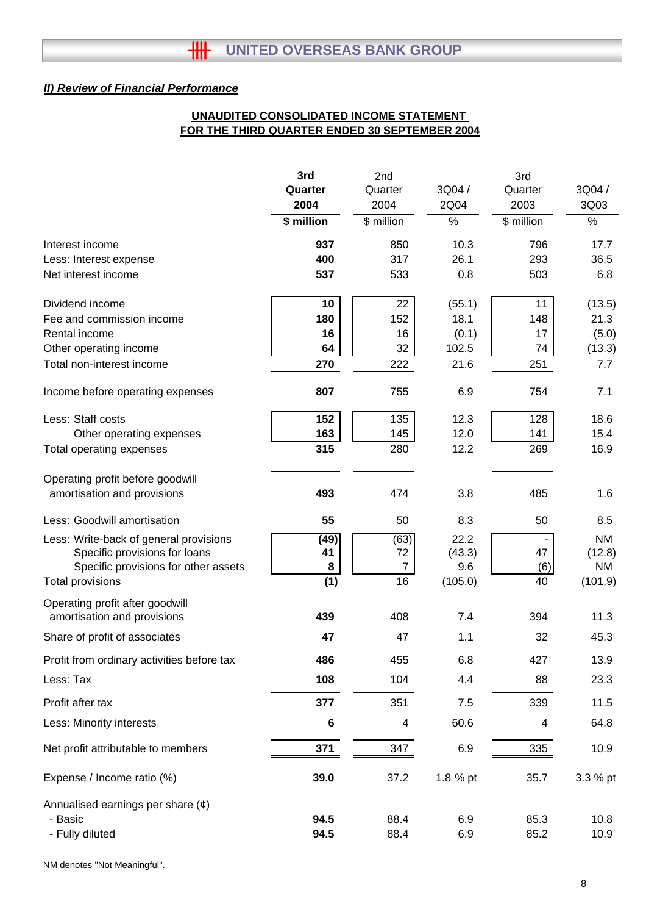## *II) Review of Financial Performance*

**UNAUDITED CONSOLIDATED INCOME STATEMENT FOR THE THIRD QUARTER ENDED 30 SEPTEMBER 2004**

| | **3rd Quarter 2004** | 2nd Quarter 2004 | 3Q04 / 2Q04 | 3rd Quarter 2003 | 3Q04 / 3Q03 |
|---|---|---|---|---|---|
| | **$ million** | $ million | % | $ million | % |
| Interest income | **937** | 850 | 10.3 | 796 | 17.7 |
| Less: Interest expense | **400** | 317 | 26.1 | 293 | 36.5 |
| Net interest income | **537** | 533 | 0.8 | 503 | 6.8 |
| Dividend income | **10** | 22 | (55.1) | 11 | (13.5) |
| Fee and commission income | **180** | 152 | 18.1 | 148 | 21.3 |
| Rental income | **16** | 16 | (0.1) | 17 | (5.0) |
| Other operating income | **64** | 32 | 102.5 | 74 | (13.3) |
| Total non-interest income | **270** | 222 | 21.6 | 251 | 7.7 |
| Income before operating expenses | **807** | 755 | 6.9 | 754 | 7.1 |
| Less: Staff costs | **152** | 135 | 12.3 | 128 | 18.6 |
| Other operating expenses | **163** | 145 | 12.0 | 141 | 15.4 |
| Total operating expenses | **315** | 280 | 12.2 | 269 | 16.9 |
| Operating profit before goodwill amortisation and provisions | **493** | 474 | 3.8 | 485 | 1.6 |
| Less: Goodwill amortisation | **55** | 50 | 8.3 | 50 | 8.5 |
| Less: Write-back of general provisions | **(49)** | (63) | 22.2 | - | NM |
| Specific provisions for loans | **41** | 72 | (43.3) | 47 | (12.8) |
| Specific provisions for other assets | **8** | 7 | 9.6 | (6) | NM |
| Total provisions | **(1)** | 16 | (105.0) | 40 | (101.9) |
| Operating profit after goodwill amortisation and provisions | **439** | 408 | 7.4 | 394 | 11.3 |
| Share of profit of associates | **47** | 47 | 1.1 | 32 | 45.3 |
| Profit from ordinary activities before tax | **486** | 455 | 6.8 | 427 | 13.9 |
| Less: Tax | **108** | 104 | 4.4 | 88 | 23.3 |
| Profit after tax | **377** | 351 | 7.5 | 339 | 11.5 |
| Less: Minority interests | **6** | 4 | 60.6 | 4 | 64.8 |
| Net profit attributable to members | **371** | 347 | 6.9 | 335 | 10.9 |
| Expense / Income ratio (%) | **39.0** | 37.2 | 1.8 % pt | 35.7 | 3.3 % pt |
| Annualised earnings per share (¢) | | | | | |
| - Basic | **94.5** | 88.4 | 6.9 | 85.3 | 10.8 |
| - Fully diluted | **94.5** | 88.4 | 6.9 | 85.2 | 10.9 |

NM denotes "Not Meaningful".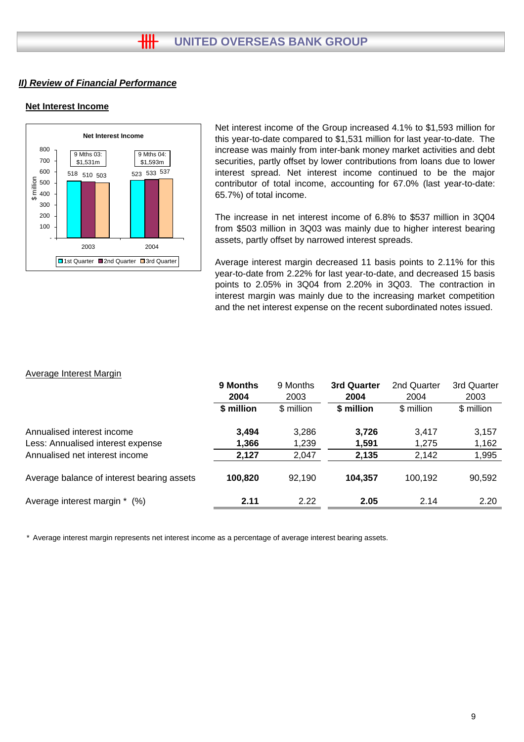## II) Review of Financial Performance

### Net Interest Income

Net interest income of the Group increased 4.1% to $1,593 million for this year-to-date compared to $1,531 million for last year-to-date. The increase was mainly from inter-bank money market activities and debt securities, partly offset by lower contributions from loans due to lower interest spread. Net interest income continued to be the major contributor of total income, accounting for 67.0% (last year-to-date: 65.7%) of total income.

The increase in net interest income of 6.8% to $537 million in 3Q04 from $503 million in 3Q03 was mainly due to higher interest bearing assets, partly offset by narrowed interest spreads.

Average interest margin decreased 11 basis points to 2.11% for this year-to-date from 2.22% for last year-to-date, and decreased 15 basis points to 2.05% in 3Q04 from 2.20% in 3Q03. The contraction in interest margin was mainly due to the increasing market competition and the net interest expense on the recent subordinated notes issued.

**Net Interest Income** ($ million)

| | 1st Quarter | 2nd Quarter | 3rd Quarter | 9 Mths |
|---|---|---|---|---|
| 2003 | 518 | 510 | 503 | $1,531m |
| 2004 | 523 | 533 | 537 | $1,593m |

Average Interest Margin

| | **9 Months 2004** | 9 Months 2003 | **3rd Quarter 2004** | 2nd Quarter 2004 | 3rd Quarter 2003 |
|---|---|---|---|---|---|
| | **$ million** | $ million | **$ million** | $ million | $ million |
| Annualised interest income | **3,494** | 3,286 | **3,726** | 3,417 | 3,157 |
| Less: Annualised interest expense | **1,366** | 1,239 | **1,591** | 1,275 | 1,162 |
| Annualised net interest income | **2,127** | 2,047 | **2,135** | 2,142 | 1,995 |
| Average balance of interest bearing assets | **100,820** | 92,190 | **104,357** | 100,192 | 90,592 |
| Average interest margin * (%) | **2.11** | 2.22 | **2.05** | 2.14 | 2.20 |

* Average interest margin represents net interest income as a percentage of average interest bearing assets.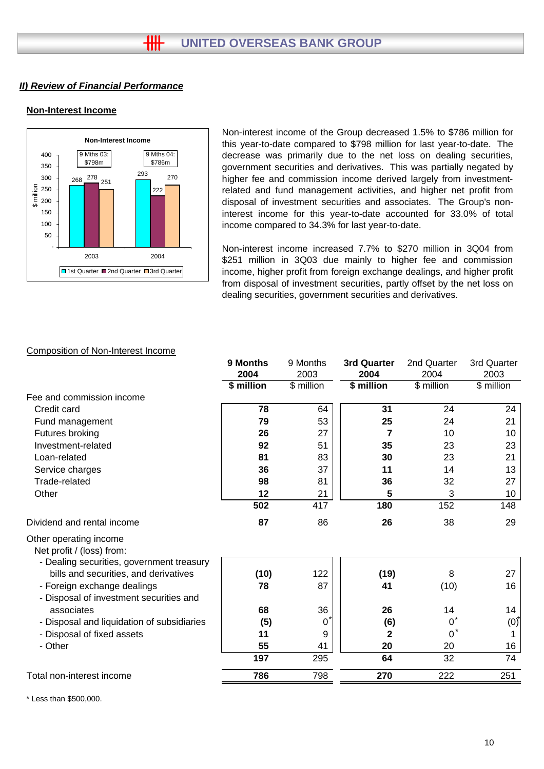## *II) Review of Financial Performance*

### Non-Interest Income

Non-interest income of the Group decreased 1.5% to $786 million for this year-to-date compared to $798 million for last year-to-date. The decrease was primarily due to the net loss on dealing securities, government securities and derivatives. This was partially negated by higher fee and commission income derived largely from investment-related and fund management activities, and higher net profit from disposal of investment securities and associates. The Group's non-interest income for this year-to-date accounted for 33.0% of total income compared to 34.3% for last year-to-date.

Non-interest income increased 7.7% to $270 million in 3Q04 from $251 million in 3Q03 due mainly to higher fee and commission income, higher profit from foreign exchange dealings, and higher profit from disposal of investment securities, partly offset by the net loss on dealing securities, government securities and derivatives.

Non-Interest Income ($ million)

| | 1st Quarter | 2nd Quarter | 3rd Quarter | 9 Mths |
|---|---|---|---|---|
| 2003 | 268 | 278 | 251 | $798m |
| 2004 | 293 | 222 | 270 | $786m |

Composition of Non-Interest Income

| | **9 Months 2004** | 9 Months 2003 | **3rd Quarter 2004** | 2nd Quarter 2004 | 3rd Quarter 2003 |
|---|---|---|---|---|---|
| | **$ million** | $ million | **$ million** | $ million | $ million |
| Fee and commission income | | | | | |
| Credit card | **78** | 64 | **31** | 24 | 24 |
| Fund management | **79** | 53 | **25** | 24 | 21 |
| Futures broking | **26** | 27 | **7** | 10 | 10 |
| Investment-related | **92** | 51 | **35** | 23 | 23 |
| Loan-related | **81** | 83 | **30** | 23 | 21 |
| Service charges | **36** | 37 | **11** | 14 | 13 |
| Trade-related | **98** | 81 | **36** | 32 | 27 |
| Other | **12** | 21 | **5** | 3 | 10 |
| | **502** | 417 | **180** | 152 | 148 |
| Dividend and rental income | **87** | 86 | **26** | 38 | 29 |
| Other operating income | | | | | |
| Net profit / (loss) from: | | | | | |
| - Dealing securities, government treasury bills and securities, and derivatives | **(10)** | 122 | **(19)** | 8 | 27 |
| - Foreign exchange dealings | **78** | 87 | **41** | (10) | 16 |
| - Disposal of investment securities and associates | **68** | 36 | **26** | 14 | 14 |
| - Disposal and liquidation of subsidiaries | **(5)** | 0* | **(6)** | 0* | (0)* |
| - Disposal of fixed assets | **11** | 9 | **2** | 0* | 1 |
| - Other | **55** | 41 | **20** | 20 | 16 |
| | **197** | 295 | **64** | 32 | 74 |
| Total non-interest income | **786** | 798 | **270** | 222 | 251 |

\* Less than $500,000.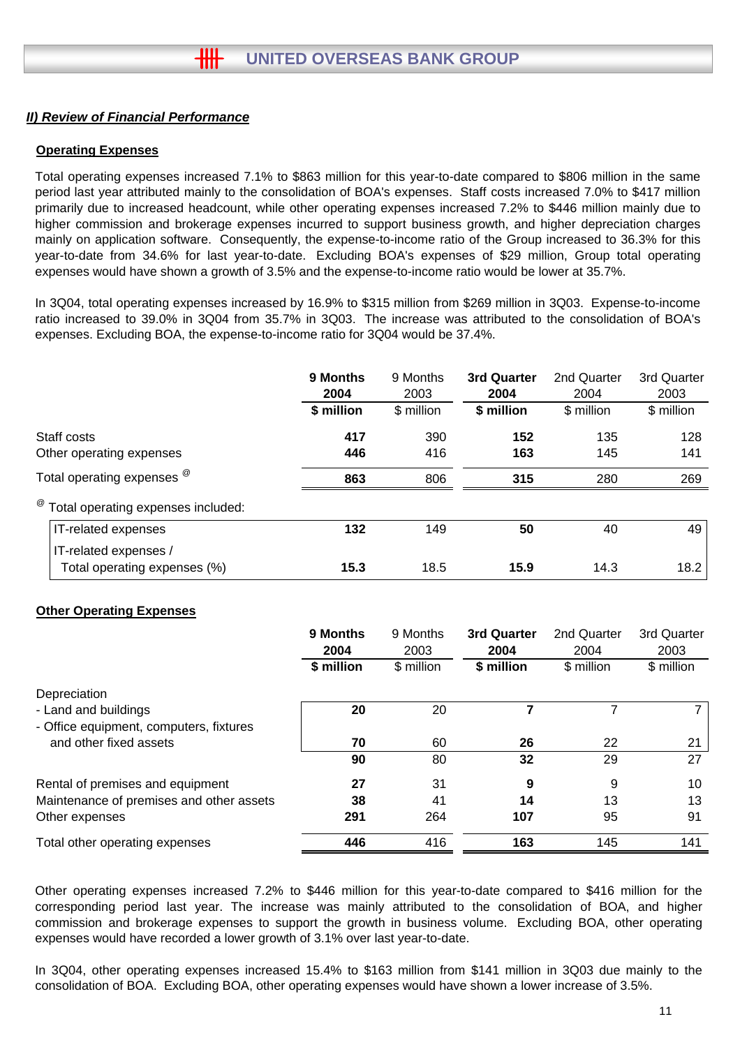## II) Review of Financial Performance

### Operating Expenses

Total operating expenses increased 7.1% to $863 million for this year-to-date compared to $806 million in the same period last year attributed mainly to the consolidation of BOA's expenses. Staff costs increased 7.0% to $417 million primarily due to increased headcount, while other operating expenses increased 7.2% to $446 million mainly due to higher commission and brokerage expenses incurred to support business growth, and higher depreciation charges mainly on application software. Consequently, the expense-to-income ratio of the Group increased to 36.3% for this year-to-date from 34.6% for last year-to-date. Excluding BOA's expenses of $29 million, Group total operating expenses would have shown a growth of 3.5% and the expense-to-income ratio would be lower at 35.7%.

In 3Q04, total operating expenses increased by 16.9% to $315 million from $269 million in 3Q03. Expense-to-income ratio increased to 39.0% in 3Q04 from 35.7% in 3Q03. The increase was attributed to the consolidation of BOA's expenses. Excluding BOA, the expense-to-income ratio for 3Q04 would be 37.4%.

| | **9 Months 2004** | 9 Months 2003 | **3rd Quarter 2004** | 2nd Quarter 2004 | 3rd Quarter 2003 |
|---|---|---|---|---|---|
| | **$ million** | $ million | **$ million** | $ million | $ million |
| Staff costs | **417** | 390 | **152** | 135 | 128 |
| Other operating expenses | **446** | 416 | **163** | 145 | 141 |
| Total operating expenses @ | **863** | 806 | **315** | 280 | 269 |
| @ Total operating expenses included: | | | | | |
| IT-related expenses | **132** | 149 | **50** | 40 | 49 |
| IT-related expenses / Total operating expenses (%) | **15.3** | 18.5 | **15.9** | 14.3 | 18.2 |

### Other Operating Expenses

| | **9 Months 2004** | 9 Months 2003 | **3rd Quarter 2004** | 2nd Quarter 2004 | 3rd Quarter 2003 |
|---|---|---|---|---|---|
| | **$ million** | $ million | **$ million** | $ million | $ million |
| Depreciation | | | | | |
| - Land and buildings | **20** | 20 | **7** | 7 | 7 |
| - Office equipment, computers, fixtures and other fixed assets | **70** | 60 | **26** | 22 | 21 |
| | **90** | 80 | **32** | 29 | 27 |
| Rental of premises and equipment | **27** | 31 | **9** | 9 | 10 |
| Maintenance of premises and other assets | **38** | 41 | **14** | 13 | 13 |
| Other expenses | **291** | 264 | **107** | 95 | 91 |
| Total other operating expenses | **446** | 416 | **163** | 145 | 141 |

Other operating expenses increased 7.2% to $446 million for this year-to-date compared to $416 million for the corresponding period last year. The increase was mainly attributed to the consolidation of BOA, and higher commission and brokerage expenses to support the growth in business volume. Excluding BOA, other operating expenses would have recorded a lower growth of 3.1% over last year-to-date.

In 3Q04, other operating expenses increased 15.4% to $163 million from $141 million in 3Q03 due mainly to the consolidation of BOA. Excluding BOA, other operating expenses would have shown a lower increase of 3.5%.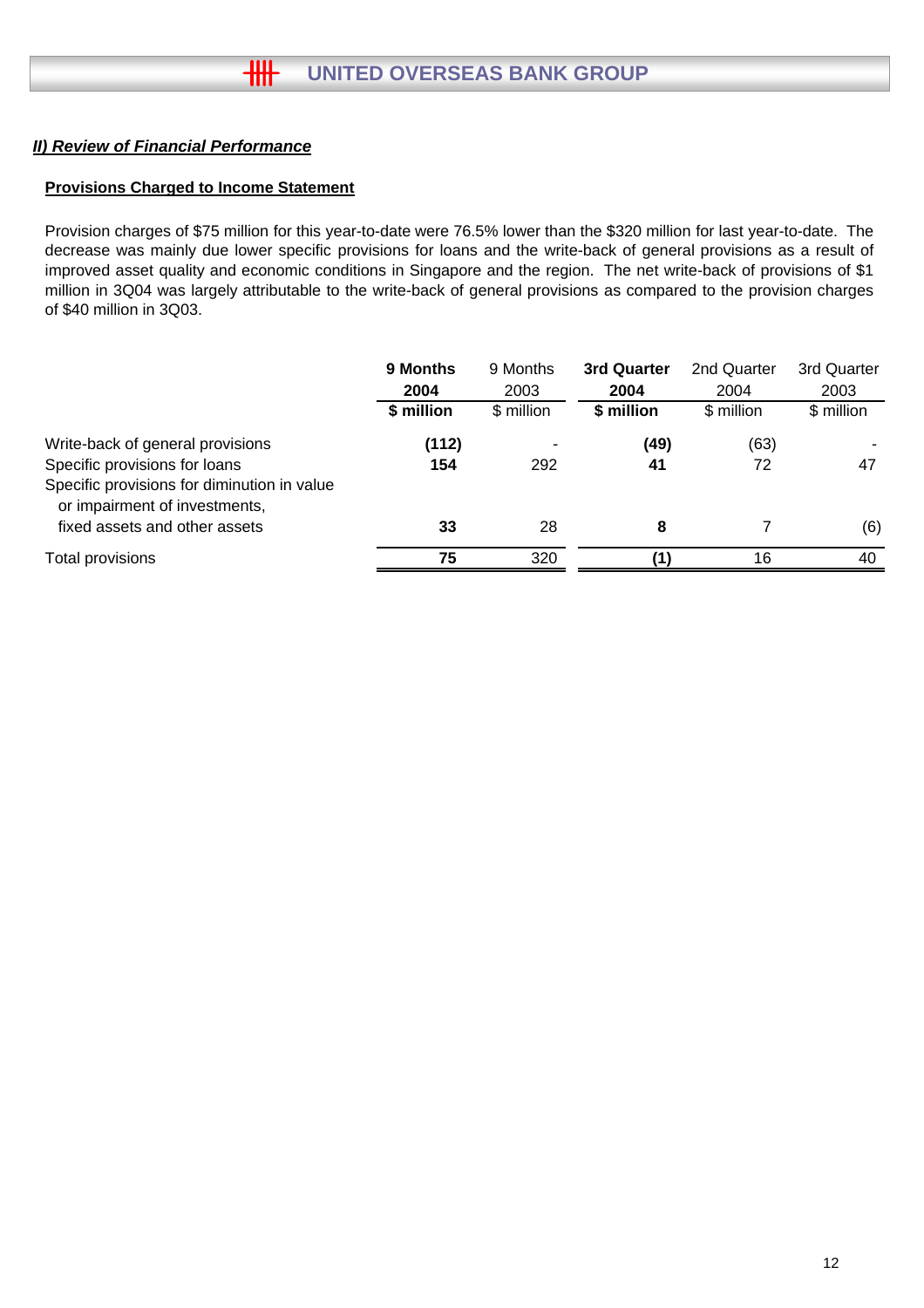## *II) Review of Financial Performance*

**Provisions Charged to Income Statement**

Provision charges of $75 million for this year-to-date were 76.5% lower than the $320 million for last year-to-date. The decrease was mainly due lower specific provisions for loans and the write-back of general provisions as a result of improved asset quality and economic conditions in Singapore and the region. The net write-back of provisions of $1 million in 3Q04 was largely attributable to the write-back of general provisions as compared to the provision charges of $40 million in 3Q03.

| | **9 Months 2004** | 9 Months 2003 | **3rd Quarter 2004** | 2nd Quarter 2004 | 3rd Quarter 2003 |
|---|---|---|---|---|---|
| | **$ million** | $ million | **$ million** | $ million | $ million |
| Write-back of general provisions | **(112)** | - | **(49)** | (63) | - |
| Specific provisions for loans | **154** | 292 | **41** | 72 | 47 |
| Specific provisions for diminution in value or impairment of investments, fixed assets and other assets | **33** | 28 | **8** | 7 | (6) |
| Total provisions | **75** | 320 | **(1)** | 16 | 40 |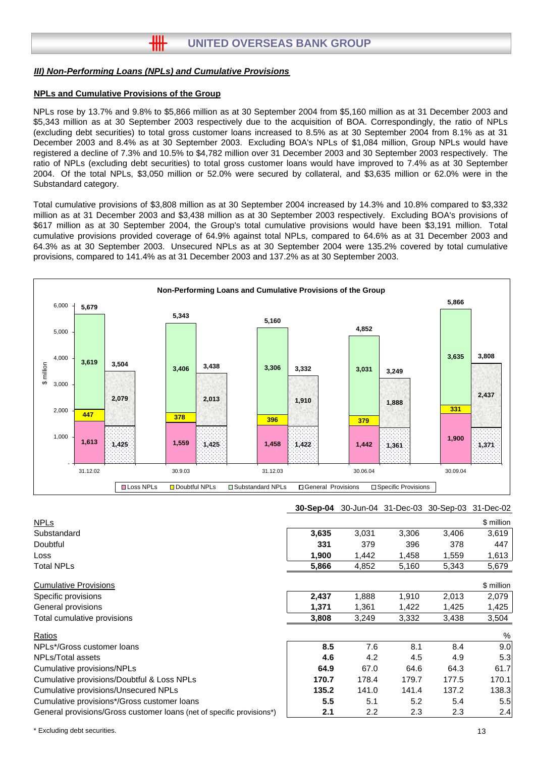### *III) Non-Performing Loans (NPLs) and Cumulative Provisions*

#### NPLs and Cumulative Provisions of the Group

NPLs rose by 13.7% and 9.8% to $5,866 million as at 30 September 2004 from $5,160 million as at 31 December 2003 and $5,343 million as at 30 September 2003 respectively due to the acquisition of BOA. Correspondingly, the ratio of NPLs (excluding debt securities) to total gross customer loans increased to 8.5% as at 30 September 2004 from 8.1% as at 31 December 2003 and 8.4% as at 30 September 2003. Excluding BOA's NPLs of $1,084 million, Group NPLs would have registered a decline of 7.3% and 10.5% to $4,782 million over 31 December 2003 and 30 September 2003 respectively. The ratio of NPLs (excluding debt securities) to total gross customer loans would have improved to 7.4% as at 30 September 2004. Of the total NPLs, $3,050 million or 52.0% were secured by collateral, and $3,635 million or 62.0% were in the Substandard category.

Total cumulative provisions of $3,808 million as at 30 September 2004 increased by 14.3% and 10.8% compared to $3,332 million as at 31 December 2003 and $3,438 million as at 30 September 2003 respectively. Excluding BOA's provisions of $617 million as at 30 September 2004, the Group's total cumulative provisions would have been $3,191 million. Total cumulative provisions provided coverage of 64.9% against total NPLs, compared to 64.6% as at 31 December 2003 and 64.3% as at 30 September 2003. Unsecured NPLs as at 30 September 2004 were 135.2% covered by total cumulative provisions, compared to 141.4% as at 31 December 2003 and 137.2% as at 30 September 2003.

**Non-Performing Loans and Cumulative Provisions of the Group** ($ million)

| | 31.12.02 | 30.9.03 | 31.12.03 | 30.06.04 | 30.09.04 |
|---|---|---|---|---|---|
| Loss NPLs | 1,613 | 1,559 | 1,458 | 1,442 | 1,900 |
| Doubtful NPLs | 447 | 378 | 396 | 379 | 331 |
| Substandard NPLs | 3,619 | 3,406 | 3,306 | 3,031 | 3,635 |
| Total NPLs | 5,679 | 5,343 | 5,160 | 4,852 | 5,866 |
| General Provisions | 1,425 | 1,425 | 1,422 | 1,361 | 1,371 |
| Specific Provisions | 2,079 | 2,013 | 1,910 | 1,888 | 2,437 |
| Total Provisions | 3,504 | 3,438 | 3,332 | 3,249 | 3,808 |

| | **30-Sep-04** | 30-Jun-04 | 31-Dec-03 | 30-Sep-03 | 31-Dec-02 |
|---|---|---|---|---|---|
| NPLs | | | | | $ million |
| Substandard | **3,635** | 3,031 | 3,306 | 3,406 | 3,619 |
| Doubtful | **331** | 379 | 396 | 378 | 447 |
| Loss | **1,900** | 1,442 | 1,458 | 1,559 | 1,613 |
| Total NPLs | **5,866** | 4,852 | 5,160 | 5,343 | 5,679 |
| Cumulative Provisions | | | | | $ million |
| Specific provisions | **2,437** | 1,888 | 1,910 | 2,013 | 2,079 |
| General provisions | **1,371** | 1,361 | 1,422 | 1,425 | 1,425 |
| Total cumulative provisions | **3,808** | 3,249 | 3,332 | 3,438 | 3,504 |
| Ratios | | | | | % |
| NPLs*/Gross customer loans | **8.5** | 7.6 | 8.1 | 8.4 | 9.0 |
| NPLs/Total assets | **4.6** | 4.2 | 4.5 | 4.9 | 5.3 |
| Cumulative provisions/NPLs | **64.9** | 67.0 | 64.6 | 64.3 | 61.7 |
| Cumulative provisions/Doubtful & Loss NPLs | **170.7** | 178.4 | 179.7 | 177.5 | 170.1 |
| Cumulative provisions/Unsecured NPLs | **135.2** | 141.0 | 141.4 | 137.2 | 138.3 |
| Cumulative provisions*/Gross customer loans | **5.5** | 5.1 | 5.2 | 5.4 | 5.5 |
| General provisions/Gross customer loans (net of specific provisions*) | **2.1** | 2.2 | 2.3 | 2.3 | 2.4 |

\* Excluding debt securities.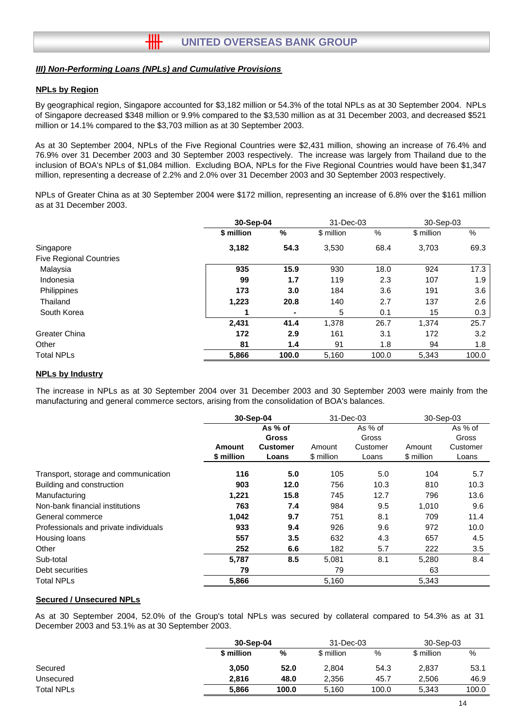## *III) Non-Performing Loans (NPLs) and Cumulative Provisions*

### NPLs by Region

By geographical region, Singapore accounted for $3,182 million or 54.3% of the total NPLs as at 30 September 2004. NPLs of Singapore decreased $348 million or 9.9% compared to the $3,530 million as at 31 December 2003, and decreased $521 million or 14.1% compared to the $3,703 million as at 30 September 2003.

As at 30 September 2004, NPLs of the Five Regional Countries were $2,431 million, showing an increase of 76.4% and 76.9% over 31 December 2003 and 30 September 2003 respectively. The increase was largely from Thailand due to the inclusion of BOA's NPLs of $1,084 million. Excluding BOA, NPLs for the Five Regional Countries would have been $1,347 million, representing a decrease of 2.2% and 2.0% over 31 December 2003 and 30 September 2003 respectively.

NPLs of Greater China as at 30 September 2004 were $172 million, representing an increase of 6.8% over the $161 million as at 31 December 2003.

| | **30-Sep-04** | | 31-Dec-03 | | 30-Sep-03 | |
|---|---|---|---|---|---|---|
| | **$ million** | **%** | $ million | % | $ million | % |
| Singapore | **3,182** | **54.3** | 3,530 | 68.4 | 3,703 | 69.3 |
| Five Regional Countries | | | | | | |
| Malaysia | **935** | **15.9** | 930 | 18.0 | 924 | 17.3 |
| Indonesia | **99** | **1.7** | 119 | 2.3 | 107 | 1.9 |
| Philippines | **173** | **3.0** | 184 | 3.6 | 191 | 3.6 |
| Thailand | **1,223** | **20.8** | 140 | 2.7 | 137 | 2.6 |
| South Korea | **1** | **-** | 5 | 0.1 | 15 | 0.3 |
| | **2,431** | **41.4** | 1,378 | 26.7 | 1,374 | 25.7 |
| Greater China | **172** | **2.9** | 161 | 3.1 | 172 | 3.2 |
| Other | **81** | **1.4** | 91 | 1.8 | 94 | 1.8 |
| Total NPLs | **5,866** | **100.0** | 5,160 | 100.0 | 5,343 | 100.0 |

### NPLs by Industry

The increase in NPLs as at 30 September 2004 over 31 December 2003 and 30 September 2003 were mainly from the manufacturing and general commerce sectors, arising from the consolidation of BOA's balances.

| | **30-Sep-04** | | 31-Dec-03 | | 30-Sep-03 | |
|---|---|---|---|---|---|---|
| | **Amount $ million** | **As % of Gross Customer Loans** | Amount $ million | As % of Gross Customer Loans | Amount $ million | As % of Gross Customer Loans |
| Transport, storage and communication | **116** | **5.0** | 105 | 5.0 | 104 | 5.7 |
| Building and construction | **903** | **12.0** | 756 | 10.3 | 810 | 10.3 |
| Manufacturing | **1,221** | **15.8** | 745 | 12.7 | 796 | 13.6 |
| Non-bank financial institutions | **763** | **7.4** | 984 | 9.5 | 1,010 | 9.6 |
| General commerce | **1,042** | **9.7** | 751 | 8.1 | 709 | 11.4 |
| Professionals and private individuals | **933** | **9.4** | 926 | 9.6 | 972 | 10.0 |
| Housing loans | **557** | **3.5** | 632 | 4.3 | 657 | 4.5 |
| Other | **252** | **6.6** | 182 | 5.7 | 222 | 3.5 |
| Sub-total | **5,787** | **8.5** | 5,081 | 8.1 | 5,280 | 8.4 |
| Debt securities | **79** | | 79 | | 63 | |
| Total NPLs | **5,866** | | 5,160 | | 5,343 | |

### Secured / Unsecured NPLs

As at 30 September 2004, 52.0% of the Group's total NPLs was secured by collateral compared to 54.3% as at 31 December 2003 and 53.1% as at 30 September 2003.

| | **30-Sep-04** | | 31-Dec-03 | | 30-Sep-03 | |
|---|---|---|---|---|---|---|
| | **$ million** | **%** | $ million | % | $ million | % |
| Secured | **3,050** | **52.0** | 2,804 | 54.3 | 2,837 | 53.1 |
| Unsecured | **2,816** | **48.0** | 2,356 | 45.7 | 2,506 | 46.9 |
| Total NPLs | **5,866** | **100.0** | 5,160 | 100.0 | 5,343 | 100.0 |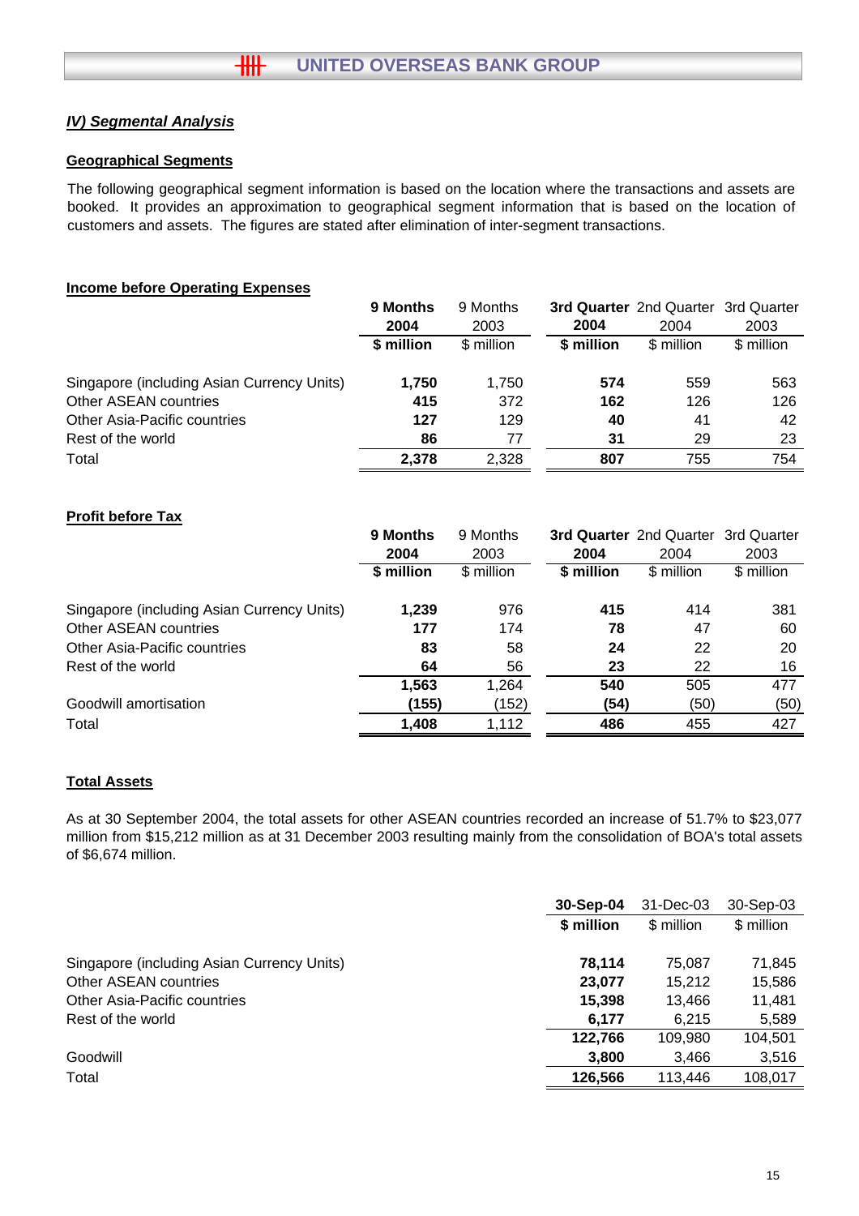## *IV) Segmental Analysis*

### Geographical Segments

The following geographical segment information is based on the location where the transactions and assets are booked. It provides an approximation to geographical segment information that is based on the location of customers and assets. The figures are stated after elimination of inter-segment transactions.

### Income before Operating Expenses

| | **9 Months 2004** | 9 Months 2003 | **3rd Quarter 2004** | 2nd Quarter 2004 | 3rd Quarter 2003 |
|---|---|---|---|---|---|
| | **$ million** | $ million | **$ million** | $ million | $ million |
| Singapore (including Asian Currency Units) | **1,750** | 1,750 | **574** | 559 | 563 |
| Other ASEAN countries | **415** | 372 | **162** | 126 | 126 |
| Other Asia-Pacific countries | **127** | 129 | **40** | 41 | 42 |
| Rest of the world | **86** | 77 | **31** | 29 | 23 |
| Total | **2,378** | 2,328 | **807** | 755 | 754 |

### Profit before Tax

| | **9 Months 2004** | 9 Months 2003 | **3rd Quarter 2004** | 2nd Quarter 2004 | 3rd Quarter 2003 |
|---|---|---|---|---|---|
| | **$ million** | $ million | **$ million** | $ million | $ million |
| Singapore (including Asian Currency Units) | **1,239** | 976 | **415** | 414 | 381 |
| Other ASEAN countries | **177** | 174 | **78** | 47 | 60 |
| Other Asia-Pacific countries | **83** | 58 | **24** | 22 | 20 |
| Rest of the world | **64** | 56 | **23** | 22 | 16 |
| | **1,563** | 1,264 | **540** | 505 | 477 |
| Goodwill amortisation | **(155)** | (152) | **(54)** | (50) | (50) |
| Total | **1,408** | 1,112 | **486** | 455 | 427 |

### Total Assets

As at 30 September 2004, the total assets for other ASEAN countries recorded an increase of 51.7% to $23,077 million from $15,212 million as at 31 December 2003 resulting mainly from the consolidation of BOA's total assets of $6,674 million.

| | **30-Sep-04** | 31-Dec-03 | 30-Sep-03 |
|---|---|---|---|
| | **$ million** | $ million | $ million |
| Singapore (including Asian Currency Units) | **78,114** | 75,087 | 71,845 |
| Other ASEAN countries | **23,077** | 15,212 | 15,586 |
| Other Asia-Pacific countries | **15,398** | 13,466 | 11,481 |
| Rest of the world | **6,177** | 6,215 | 5,589 |
| | **122,766** | 109,980 | 104,501 |
| Goodwill | **3,800** | 3,466 | 3,516 |
| Total | **126,566** | 113,446 | 108,017 |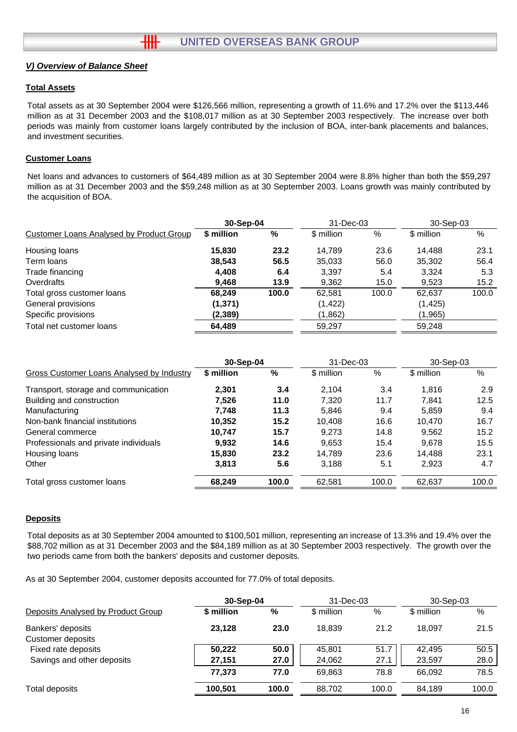## V) Overview of Balance Sheet

### Total Assets

Total assets as at 30 September 2004 were $126,566 million, representing a growth of 11.6% and 17.2% over the $113,446 million as at 31 December 2003 and the $108,017 million as at 30 September 2003 respectively. The increase over both periods was mainly from customer loans largely contributed by the inclusion of BOA, inter-bank placements and balances, and investment securities.

### Customer Loans

Net loans and advances to customers of $64,489 million as at 30 September 2004 were 8.8% higher than both the $59,297 million as at 31 December 2003 and the $59,248 million as at 30 September 2003. Loans growth was mainly contributed by the acquisition of BOA.

| | **30-Sep-04** | | 31-Dec-03 | | 30-Sep-03 | |
|---|---|---|---|---|---|---|
| Customer Loans Analysed by Product Group | **$ million** | **%** | $ million | % | $ million | % |
| Housing loans | **15,830** | **23.2** | 14,789 | 23.6 | 14,488 | 23.1 |
| Term loans | **38,543** | **56.5** | 35,033 | 56.0 | 35,302 | 56.4 |
| Trade financing | **4,408** | **6.4** | 3,397 | 5.4 | 3,324 | 5.3 |
| Overdrafts | **9,468** | **13.9** | 9,362 | 15.0 | 9,523 | 15.2 |
| Total gross customer loans | **68,249** | **100.0** | 62,581 | 100.0 | 62,637 | 100.0 |
| General provisions | **(1,371)** | | (1,422) | | (1,425) | |
| Specific provisions | **(2,389)** | | (1,862) | | (1,965) | |
| Total net customer loans | **64,489** | | 59,297 | | 59,248 | |

| | **30-Sep-04** | | 31-Dec-03 | | 30-Sep-03 | |
|---|---|---|---|---|---|---|
| Gross Customer Loans Analysed by Industry | **$ million** | **%** | $ million | % | $ million | % |
| Transport, storage and communication | **2,301** | **3.4** | 2,104 | 3.4 | 1,816 | 2.9 |
| Building and construction | **7,526** | **11.0** | 7,320 | 11.7 | 7,841 | 12.5 |
| Manufacturing | **7,748** | **11.3** | 5,846 | 9.4 | 5,859 | 9.4 |
| Non-bank financial institutions | **10,352** | **15.2** | 10,408 | 16.6 | 10,470 | 16.7 |
| General commerce | **10,747** | **15.7** | 9,273 | 14.8 | 9,562 | 15.2 |
| Professionals and private individuals | **9,932** | **14.6** | 9,653 | 15.4 | 9,678 | 15.5 |
| Housing loans | **15,830** | **23.2** | 14,789 | 23.6 | 14,488 | 23.1 |
| Other | **3,813** | **5.6** | 3,188 | 5.1 | 2,923 | 4.7 |
| Total gross customer loans | **68,249** | **100.0** | 62,581 | 100.0 | 62,637 | 100.0 |

### Deposits

Total deposits as at 30 September 2004 amounted to $100,501 million, representing an increase of 13.3% and 19.4% over the $88,702 million as at 31 December 2003 and the $84,189 million as at 30 September 2003 respectively. The growth over the two periods came from both the bankers' deposits and customer deposits.

As at 30 September 2004, customer deposits accounted for 77.0% of total deposits.

| | **30-Sep-04** | | 31-Dec-03 | | 30-Sep-03 | |
|---|---|---|---|---|---|---|
| Deposits Analysed by Product Group | **$ million** | **%** | $ million | % | $ million | % |
| Bankers' deposits | **23,128** | **23.0** | 18,839 | 21.2 | 18,097 | 21.5 |
| Customer deposits | | | | | | |
| Fixed rate deposits | **50,222** | **50.0** | 45,801 | 51.7 | 42,495 | 50.5 |
| Savings and other deposits | **27,151** | **27.0** | 24,062 | 27.1 | 23,597 | 28.0 |
| | **77,373** | **77.0** | 69,863 | 78.8 | 66,092 | 78.5 |
| Total deposits | **100,501** | **100.0** | 88,702 | 100.0 | 84,189 | 100.0 |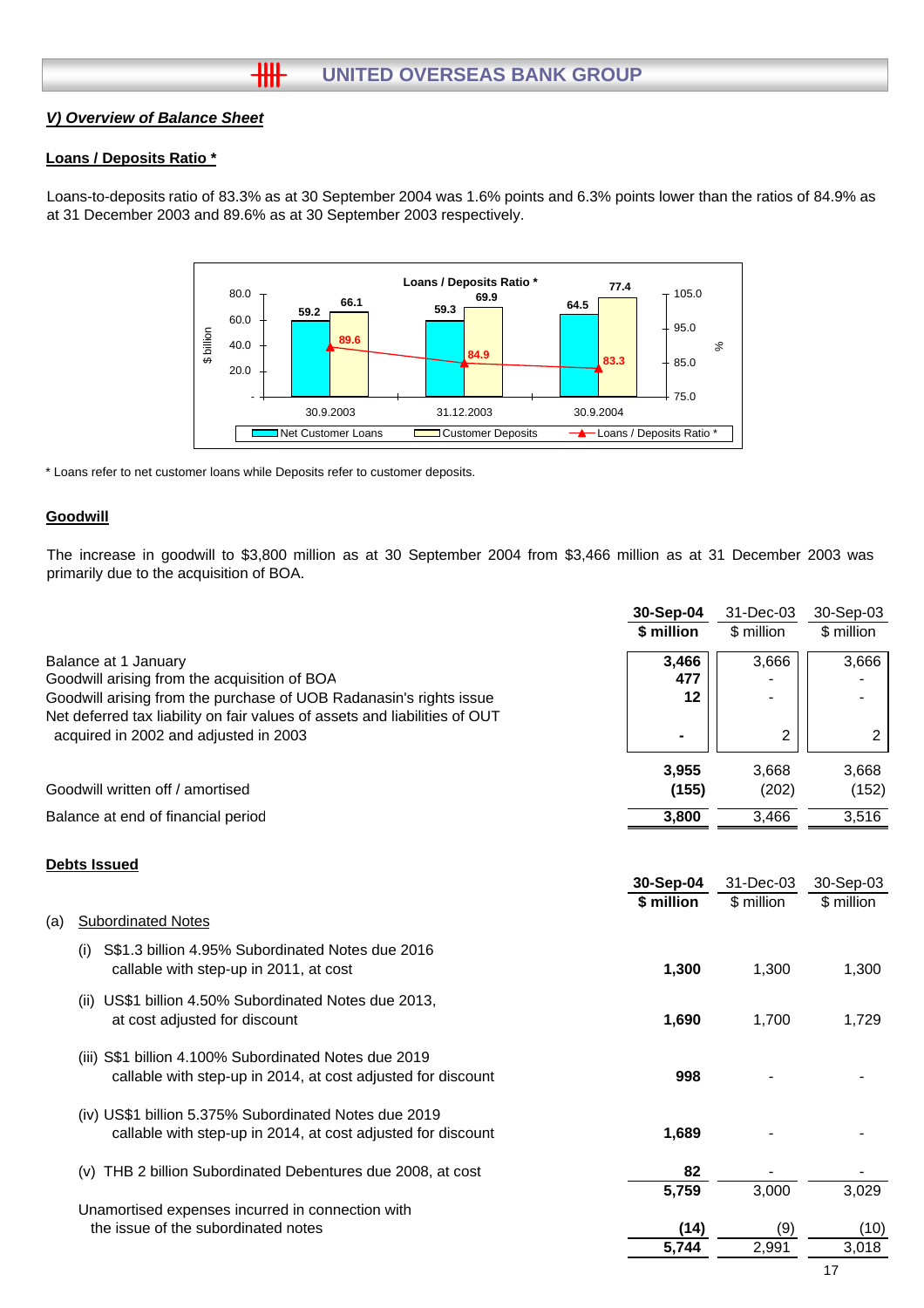## V) Overview of Balance Sheet

### Loans / Deposits Ratio *

Loans-to-deposits ratio of 83.3% as at 30 September 2004 was 1.6% points and 6.3% points lower than the ratios of 84.9% as at 31 December 2003 and 89.6% as at 30 September 2003 respectively.

**Loans / Deposits Ratio ***

| | Net Customer Loans ($ billion) | Customer Deposits ($ billion) | Loans / Deposits Ratio * (%) |
|---|---|---|---|
| 30.9.2003 | 59.2 | 66.1 | 89.6 |
| 31.12.2003 | 59.3 | 69.9 | 84.9 |
| 30.9.2004 | 64.5 | 77.4 | 83.3 |

\* Loans refer to net customer loans while Deposits refer to customer deposits.

### Goodwill

The increase in goodwill to $3,800 million as at 30 September 2004 from $3,466 million as at 31 December 2003 was primarily due to the acquisition of BOA.

| | **30-Sep-04** | 31-Dec-03 | 30-Sep-03 |
|---|---|---|---|
| | **$ million** | $ million | $ million |
| Balance at 1 January | **3,466** | 3,666 | 3,666 |
| Goodwill arising from the acquisition of BOA | **477** | - | - |
| Goodwill arising from the purchase of UOB Radanasin's rights issue | **12** | - | - |
| Net deferred tax liability on fair values of assets and liabilities of OUT acquired in 2002 and adjusted in 2003 | **-** | 2 | 2 |
| | **3,955** | 3,668 | 3,668 |
| Goodwill written off / amortised | **(155)** | (202) | (152) |
| Balance at end of financial period | **3,800** | 3,466 | 3,516 |

### Debts Issued

| | **30-Sep-04** | 31-Dec-03 | 30-Sep-03 |
|---|---|---|---|
| | **$ million** | $ million | $ million |
| (a) Subordinated Notes | | | |
| (i) S$1.3 billion 4.95% Subordinated Notes due 2016 callable with step-up in 2011, at cost | **1,300** | 1,300 | 1,300 |
| (ii) US$1 billion 4.50% Subordinated Notes due 2013, at cost adjusted for discount | **1,690** | 1,700 | 1,729 |
| (iii) S$1 billion 4.100% Subordinated Notes due 2019 callable with step-up in 2014, at cost adjusted for discount | **998** | - | - |
| (iv) US$1 billion 5.375% Subordinated Notes due 2019 callable with step-up in 2014, at cost adjusted for discount | **1,689** | - | - |
| (v) THB 2 billion Subordinated Debentures due 2008, at cost | **82** | - | - |
| | **5,759** | 3,000 | 3,029 |
| Unamortised expenses incurred in connection with the issue of the subordinated notes | **(14)** | (9) | (10) |
| | **5,744** | 2,991 | 3,018 |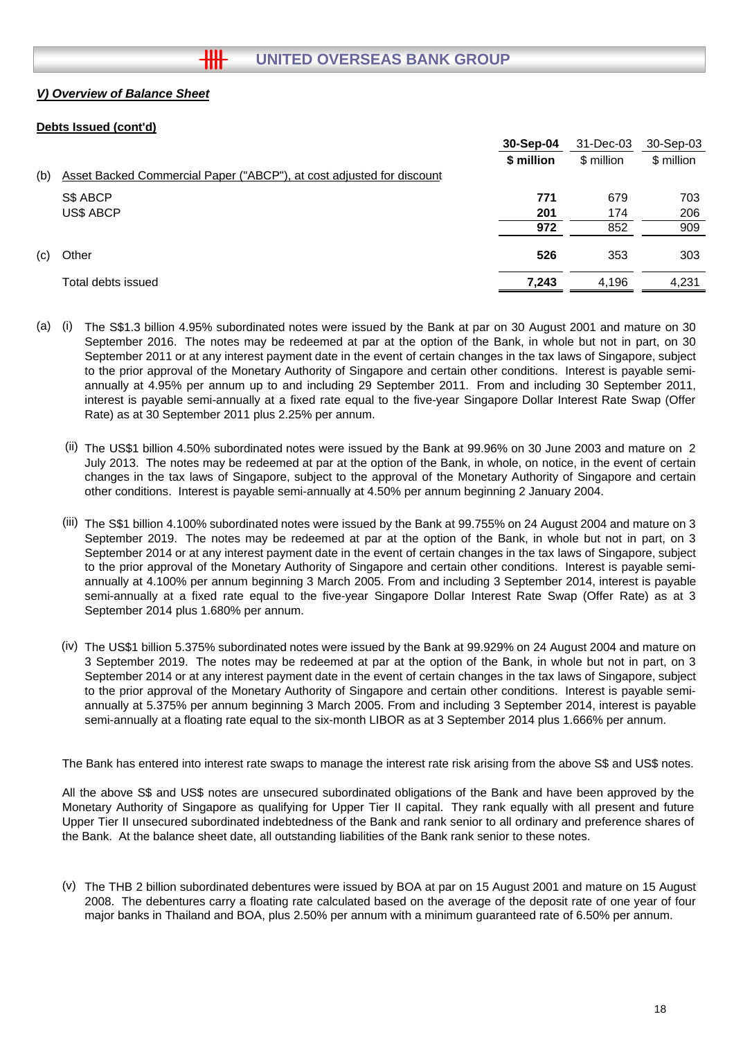## *V) Overview of Balance Sheet*

**Debts Issued (cont'd)**

| | | 30-Sep-04 | 31-Dec-03 | 30-Sep-03 |
|---|---|---|---|---|
| | | **$ million** | $ million | $ million |
| (b) | Asset Backed Commercial Paper ("ABCP"), at cost adjusted for discount | | | |
| | S$ ABCP | **771** | 679 | 703 |
| | US$ ABCP | **201** | 174 | 206 |
| | | **972** | 852 | 909 |
| (c) | Other | **526** | 353 | 303 |
| | Total debts issued | **7,243** | 4,196 | 4,231 |

(a) (i) The S$1.3 billion 4.95% subordinated notes were issued by the Bank at par on 30 August 2001 and mature on 30 September 2016. The notes may be redeemed at par at the option of the Bank, in whole but not in part, on 30 September 2011 or at any interest payment date in the event of certain changes in the tax laws of Singapore, subject to the prior approval of the Monetary Authority of Singapore and certain other conditions. Interest is payable semi-annually at 4.95% per annum up to and including 29 September 2011. From and including 30 September 2011, interest is payable semi-annually at a fixed rate equal to the five-year Singapore Dollar Interest Rate Swap (Offer Rate) as at 30 September 2011 plus 2.25% per annum.

(ii) The US$1 billion 4.50% subordinated notes were issued by the Bank at 99.96% on 30 June 2003 and mature on 2 July 2013. The notes may be redeemed at par at the option of the Bank, in whole, on notice, in the event of certain changes in the tax laws of Singapore, subject to the approval of the Monetary Authority of Singapore and certain other conditions. Interest is payable semi-annually at 4.50% per annum beginning 2 January 2004.

(iii) The S$1 billion 4.100% subordinated notes were issued by the Bank at 99.755% on 24 August 2004 and mature on 3 September 2019. The notes may be redeemed at par at the option of the Bank, in whole but not in part, on 3 September 2014 or at any interest payment date in the event of certain changes in the tax laws of Singapore, subject to the prior approval of the Monetary Authority of Singapore and certain other conditions. Interest is payable semi-annually at 4.100% per annum beginning 3 March 2005. From and including 3 September 2014, interest is payable semi-annually at a fixed rate equal to the five-year Singapore Dollar Interest Rate Swap (Offer Rate) as at 3 September 2014 plus 1.680% per annum.

(iv) The US$1 billion 5.375% subordinated notes were issued by the Bank at 99.929% on 24 August 2004 and mature on 3 September 2019. The notes may be redeemed at par at the option of the Bank, in whole but not in part, on 3 September 2014 or at any interest payment date in the event of certain changes in the tax laws of Singapore, subject to the prior approval of the Monetary Authority of Singapore and certain other conditions. Interest is payable semi-annually at 5.375% per annum beginning 3 March 2005. From and including 3 September 2014, interest is payable semi-annually at a floating rate equal to the six-month LIBOR as at 3 September 2014 plus 1.666% per annum.

The Bank has entered into interest rate swaps to manage the interest rate risk arising from the above S$ and US$ notes.

All the above S$ and US$ notes are unsecured subordinated obligations of the Bank and have been approved by the Monetary Authority of Singapore as qualifying for Upper Tier II capital. They rank equally with all present and future Upper Tier II unsecured subordinated indebtedness of the Bank and rank senior to all ordinary and preference shares of the Bank. At the balance sheet date, all outstanding liabilities of the Bank rank senior to these notes.

(v) The THB 2 billion subordinated debentures were issued by BOA at par on 15 August 2001 and mature on 15 August 2008. The debentures carry a floating rate calculated based on the average of the deposit rate of one year of four major banks in Thailand and BOA, plus 2.50% per annum with a minimum guaranteed rate of 6.50% per annum.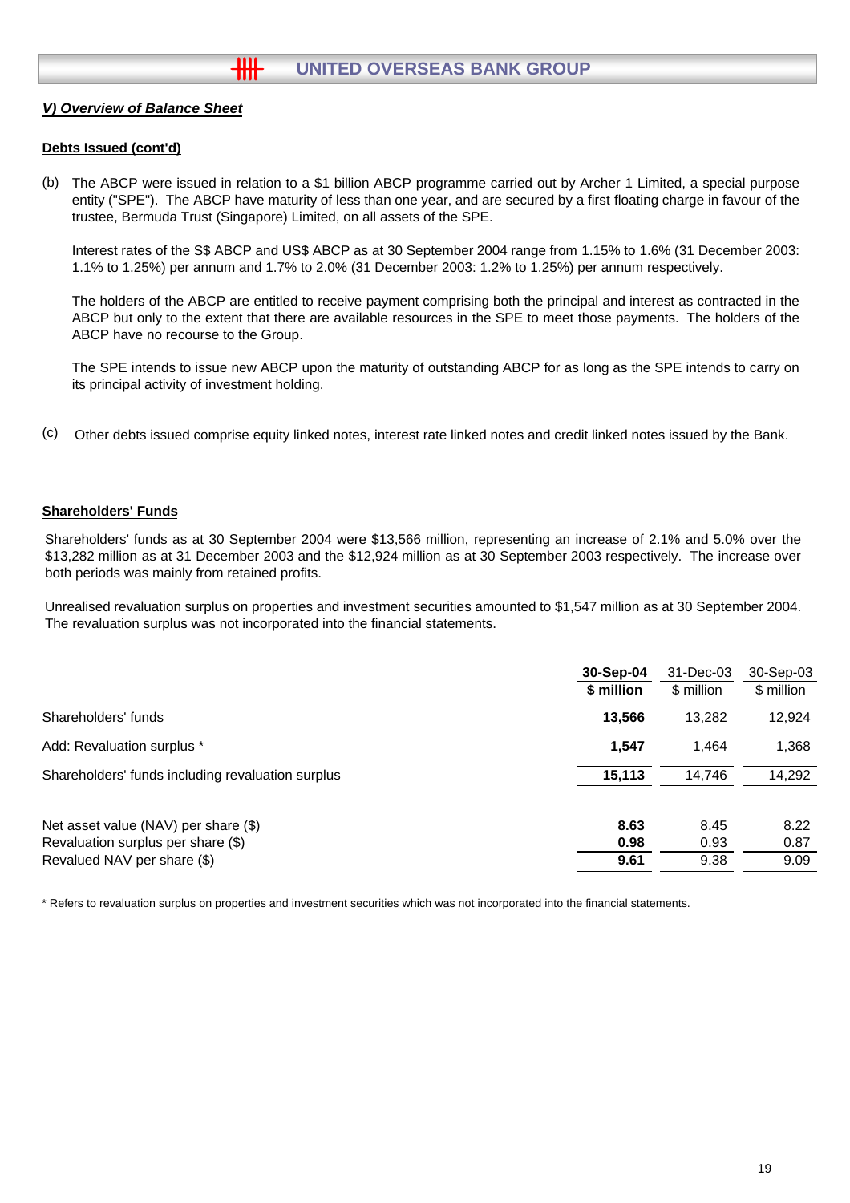## *V) Overview of Balance Sheet*

**Debts Issued (cont'd)**

(b) The ABCP were issued in relation to a $1 billion ABCP programme carried out by Archer 1 Limited, a special purpose entity ("SPE"). The ABCP have maturity of less than one year, and are secured by a first floating charge in favour of the trustee, Bermuda Trust (Singapore) Limited, on all assets of the SPE.

Interest rates of the S$ ABCP and US$ ABCP as at 30 September 2004 range from 1.15% to 1.6% (31 December 2003: 1.1% to 1.25%) per annum and 1.7% to 2.0% (31 December 2003: 1.2% to 1.25%) per annum respectively.

The holders of the ABCP are entitled to receive payment comprising both the principal and interest as contracted in the ABCP but only to the extent that there are available resources in the SPE to meet those payments. The holders of the ABCP have no recourse to the Group.

The SPE intends to issue new ABCP upon the maturity of outstanding ABCP for as long as the SPE intends to carry on its principal activity of investment holding.

(c) Other debts issued comprise equity linked notes, interest rate linked notes and credit linked notes issued by the Bank.

**Shareholders' Funds**

Shareholders' funds as at 30 September 2004 were $13,566 million, representing an increase of 2.1% and 5.0% over the $13,282 million as at 31 December 2003 and the $12,924 million as at 30 September 2003 respectively. The increase over both periods was mainly from retained profits.

Unrealised revaluation surplus on properties and investment securities amounted to $1,547 million as at 30 September 2004. The revaluation surplus was not incorporated into the financial statements.

| | **30-Sep-04** | 31-Dec-03 | 30-Sep-03 |
|---|---|---|---|
| | **$ million** | $ million | $ million |
| Shareholders' funds | **13,566** | 13,282 | 12,924 |
| Add: Revaluation surplus * | **1,547** | 1,464 | 1,368 |
| Shareholders' funds including revaluation surplus | **15,113** | 14,746 | 14,292 |
| | | | |
| Net asset value (NAV) per share ($) | **8.63** | 8.45 | 8.22 |
| Revaluation surplus per share ($) | **0.98** | 0.93 | 0.87 |
| Revalued NAV per share ($) | **9.61** | 9.38 | 9.09 |

\* Refers to revaluation surplus on properties and investment securities which was not incorporated into the financial statements.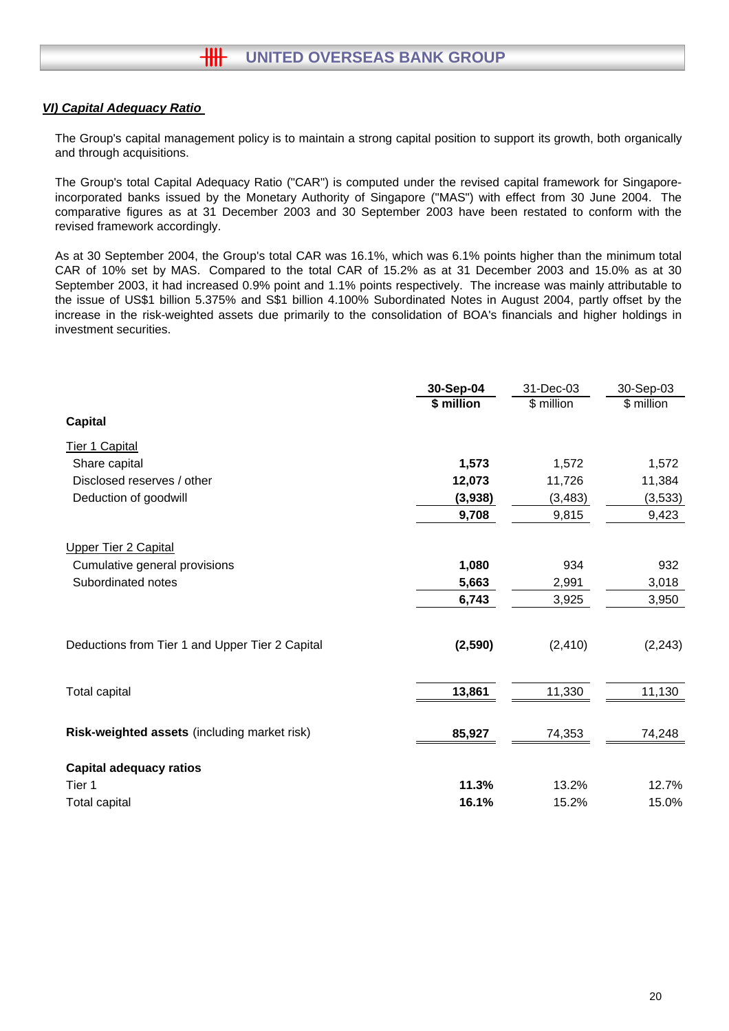## *VI) Capital Adequacy Ratio*

The Group's capital management policy is to maintain a strong capital position to support its growth, both organically and through acquisitions.

The Group's total Capital Adequacy Ratio ("CAR") is computed under the revised capital framework for Singapore-incorporated banks issued by the Monetary Authority of Singapore ("MAS") with effect from 30 June 2004. The comparative figures as at 31 December 2003 and 30 September 2003 have been restated to conform with the revised framework accordingly.

As at 30 September 2004, the Group's total CAR was 16.1%, which was 6.1% points higher than the minimum total CAR of 10% set by MAS. Compared to the total CAR of 15.2% as at 31 December 2003 and 15.0% as at 30 September 2003, it had increased 0.9% point and 1.1% points respectively. The increase was mainly attributable to the issue of US$1 billion 5.375% and S$1 billion 4.100% Subordinated Notes in August 2004, partly offset by the increase in the risk-weighted assets due primarily to the consolidation of BOA's financials and higher holdings in investment securities.

| | **30-Sep-04** | 31-Dec-03 | 30-Sep-03 |
|---|---|---|---|
| | **$ million** | $ million | $ million |
| **Capital** | | | |
| Tier 1 Capital | | | |
| Share capital | **1,573** | 1,572 | 1,572 |
| Disclosed reserves / other | **12,073** | 11,726 | 11,384 |
| Deduction of goodwill | **(3,938)** | (3,483) | (3,533) |
| | **9,708** | 9,815 | 9,423 |
| Upper Tier 2 Capital | | | |
| Cumulative general provisions | **1,080** | 934 | 932 |
| Subordinated notes | **5,663** | 2,991 | 3,018 |
| | **6,743** | 3,925 | 3,950 |
| Deductions from Tier 1 and Upper Tier 2 Capital | **(2,590)** | (2,410) | (2,243) |
| Total capital | **13,861** | 11,330 | 11,130 |
| **Risk-weighted assets** (including market risk) | **85,927** | 74,353 | 74,248 |
| **Capital adequacy ratios** | | | |
| Tier 1 | **11.3%** | 13.2% | 12.7% |
| Total capital | **16.1%** | 15.2% | 15.0% |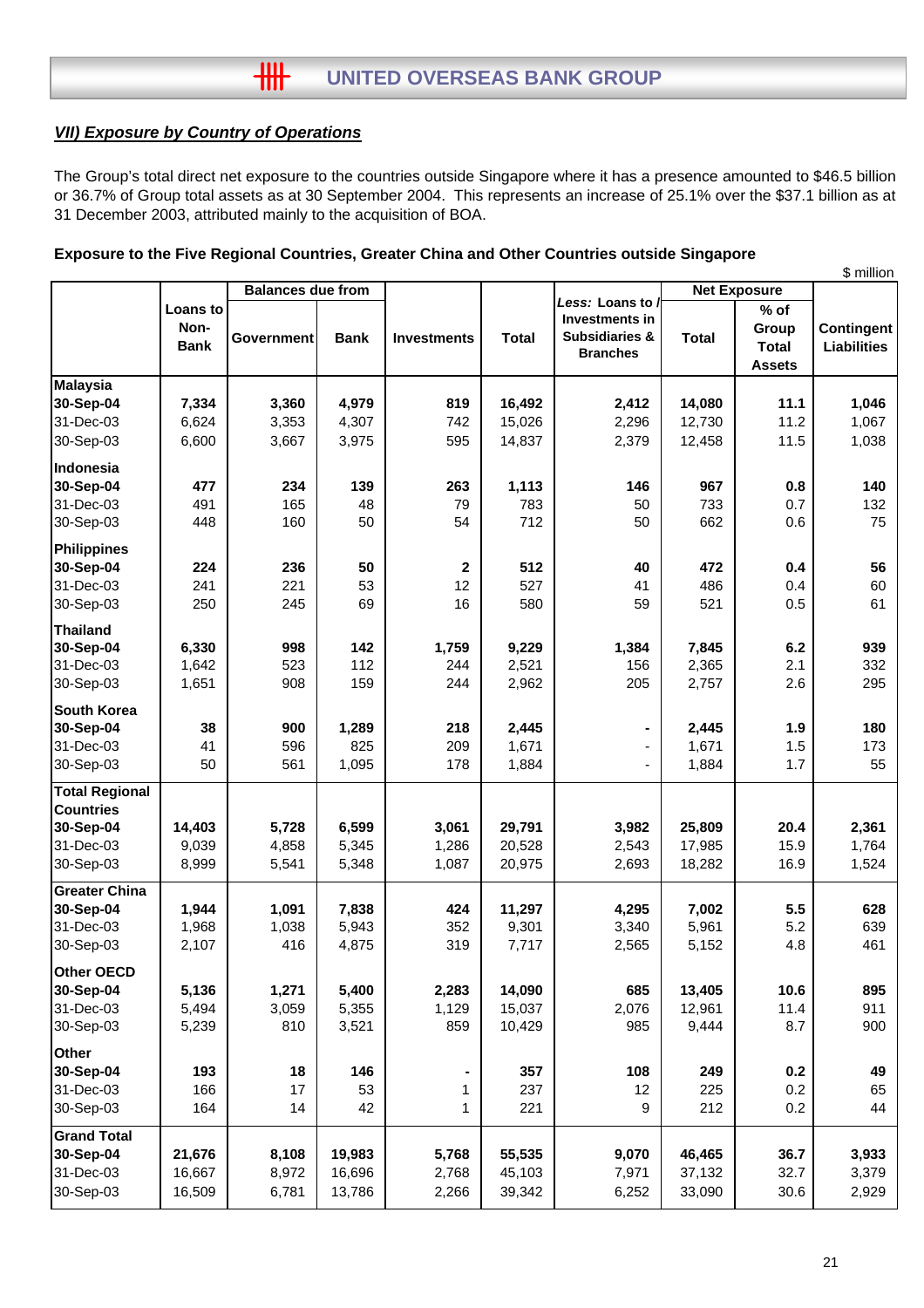## *VII) Exposure by Country of Operations*

The Group's total direct net exposure to the countries outside Singapore where it has a presence amounted to $46.5 billion or 36.7% of Group total assets as at 30 September 2004. This represents an increase of 25.1% over the $37.1 billion as at 31 December 2003, attributed mainly to the acquisition of BOA.

**Exposure to the Five Regional Countries, Greater China and Other Countries outside Singapore**

$ million

| | Loans to Non-Bank | Balances due from | | Investments | Total | *Less:* Loans to / Investments in Subsidiaries & Branches | Net Exposure | | Contingent Liabilities |
|---|---|---|---|---|---|---|---|---|---|
| | | Government | Bank | | | | Total | % of Group Total Assets | |
| **Malaysia** | | | | | | | | | |
| **30-Sep-04** | **7,334** | **3,360** | **4,979** | **819** | **16,492** | **2,412** | **14,080** | **11.1** | **1,046** |
| 31-Dec-03 | 6,624 | 3,353 | 4,307 | 742 | 15,026 | 2,296 | 12,730 | 11.2 | 1,067 |
| 30-Sep-03 | 6,600 | 3,667 | 3,975 | 595 | 14,837 | 2,379 | 12,458 | 11.5 | 1,038 |
| **Indonesia** | | | | | | | | | |
| **30-Sep-04** | **477** | **234** | **139** | **263** | **1,113** | **146** | **967** | **0.8** | **140** |
| 31-Dec-03 | 491 | 165 | 48 | 79 | 783 | 50 | 733 | 0.7 | 132 |
| 30-Sep-03 | 448 | 160 | 50 | 54 | 712 | 50 | 662 | 0.6 | 75 |
| **Philippines** | | | | | | | | | |
| **30-Sep-04** | **224** | **236** | **50** | **2** | **512** | **40** | **472** | **0.4** | **56** |
| 31-Dec-03 | 241 | 221 | 53 | 12 | 527 | 41 | 486 | 0.4 | 60 |
| 30-Sep-03 | 250 | 245 | 69 | 16 | 580 | 59 | 521 | 0.5 | 61 |
| **Thailand** | | | | | | | | | |
| **30-Sep-04** | **6,330** | **998** | **142** | **1,759** | **9,229** | **1,384** | **7,845** | **6.2** | **939** |
| 31-Dec-03 | 1,642 | 523 | 112 | 244 | 2,521 | 156 | 2,365 | 2.1 | 332 |
| 30-Sep-03 | 1,651 | 908 | 159 | 244 | 2,962 | 205 | 2,757 | 2.6 | 295 |
| **South Korea** | | | | | | | | | |
| **30-Sep-04** | **38** | **900** | **1,289** | **218** | **2,445** | **-** | **2,445** | **1.9** | **180** |
| 31-Dec-03 | 41 | 596 | 825 | 209 | 1,671 | - | 1,671 | 1.5 | 173 |
| 30-Sep-03 | 50 | 561 | 1,095 | 178 | 1,884 | - | 1,884 | 1.7 | 55 |
| **Total Regional Countries** | | | | | | | | | |
| **30-Sep-04** | **14,403** | **5,728** | **6,599** | **3,061** | **29,791** | **3,982** | **25,809** | **20.4** | **2,361** |
| 31-Dec-03 | 9,039 | 4,858 | 5,345 | 1,286 | 20,528 | 2,543 | 17,985 | 15.9 | 1,764 |
| 30-Sep-03 | 8,999 | 5,541 | 5,348 | 1,087 | 20,975 | 2,693 | 18,282 | 16.9 | 1,524 |
| **Greater China** | | | | | | | | | |
| **30-Sep-04** | **1,944** | **1,091** | **7,838** | **424** | **11,297** | **4,295** | **7,002** | **5.5** | **628** |
| 31-Dec-03 | 1,968 | 1,038 | 5,943 | 352 | 9,301 | 3,340 | 5,961 | 5.2 | 639 |
| 30-Sep-03 | 2,107 | 416 | 4,875 | 319 | 7,717 | 2,565 | 5,152 | 4.8 | 461 |
| **Other OECD** | | | | | | | | | |
| **30-Sep-04** | **5,136** | **1,271** | **5,400** | **2,283** | **14,090** | **685** | **13,405** | **10.6** | **895** |
| 31-Dec-03 | 5,494 | 3,059 | 5,355 | 1,129 | 15,037 | 2,076 | 12,961 | 11.4 | 911 |
| 30-Sep-03 | 5,239 | 810 | 3,521 | 859 | 10,429 | 985 | 9,444 | 8.7 | 900 |
| **Other** | | | | | | | | | |
| **30-Sep-04** | **193** | **18** | **146** | **-** | **357** | **108** | **249** | **0.2** | **49** |
| 31-Dec-03 | 166 | 17 | 53 | 1 | 237 | 12 | 225 | 0.2 | 65 |
| 30-Sep-03 | 164 | 14 | 42 | 1 | 221 | 9 | 212 | 0.2 | 44 |
| **Grand Total** | | | | | | | | | |
| **30-Sep-04** | **21,676** | **8,108** | **19,983** | **5,768** | **55,535** | **9,070** | **46,465** | **36.7** | **3,933** |
| 31-Dec-03 | 16,667 | 8,972 | 16,696 | 2,768 | 45,103 | 7,971 | 37,132 | 32.7 | 3,379 |
| 30-Sep-03 | 16,509 | 6,781 | 13,786 | 2,266 | 39,342 | 6,252 | 33,090 | 30.6 | 2,929 |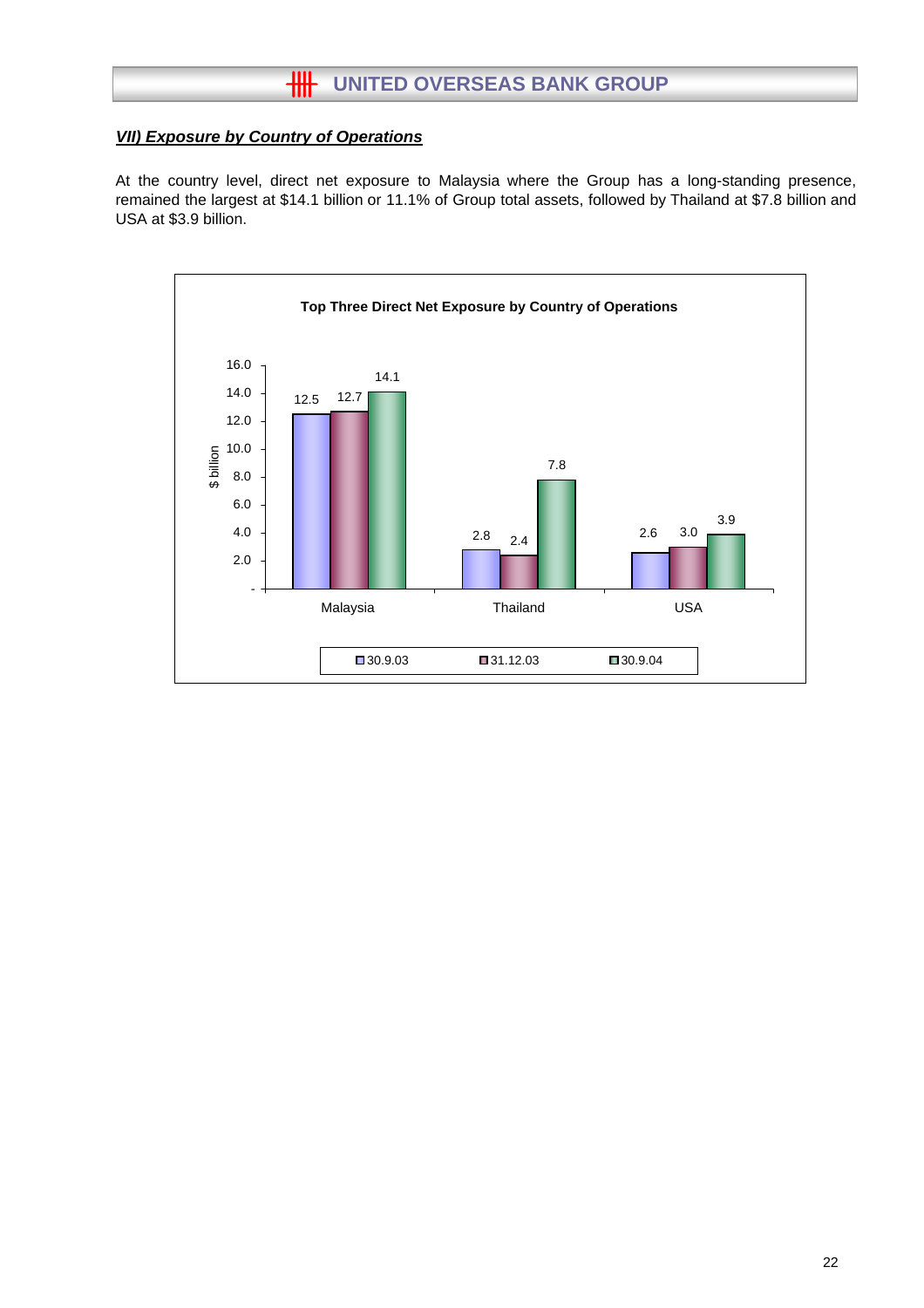### *VII) Exposure by Country of Operations*

At the country level, direct net exposure to Malaysia where the Group has a long-standing presence, remained the largest at $14.1 billion or 11.1% of Group total assets, followed by Thailand at $7.8 billion and USA at $3.9 billion.

**Top Three Direct Net Exposure by Country of Operations**

| $ billion | 30.9.03 | 31.12.03 | 30.9.04 |
|---|---|---|---|
| Malaysia | 12.5 | 12.7 | 14.1 |
| Thailand | 2.8 | 2.4 | 7.8 |
| USA | 2.6 | 3.0 | 3.9 |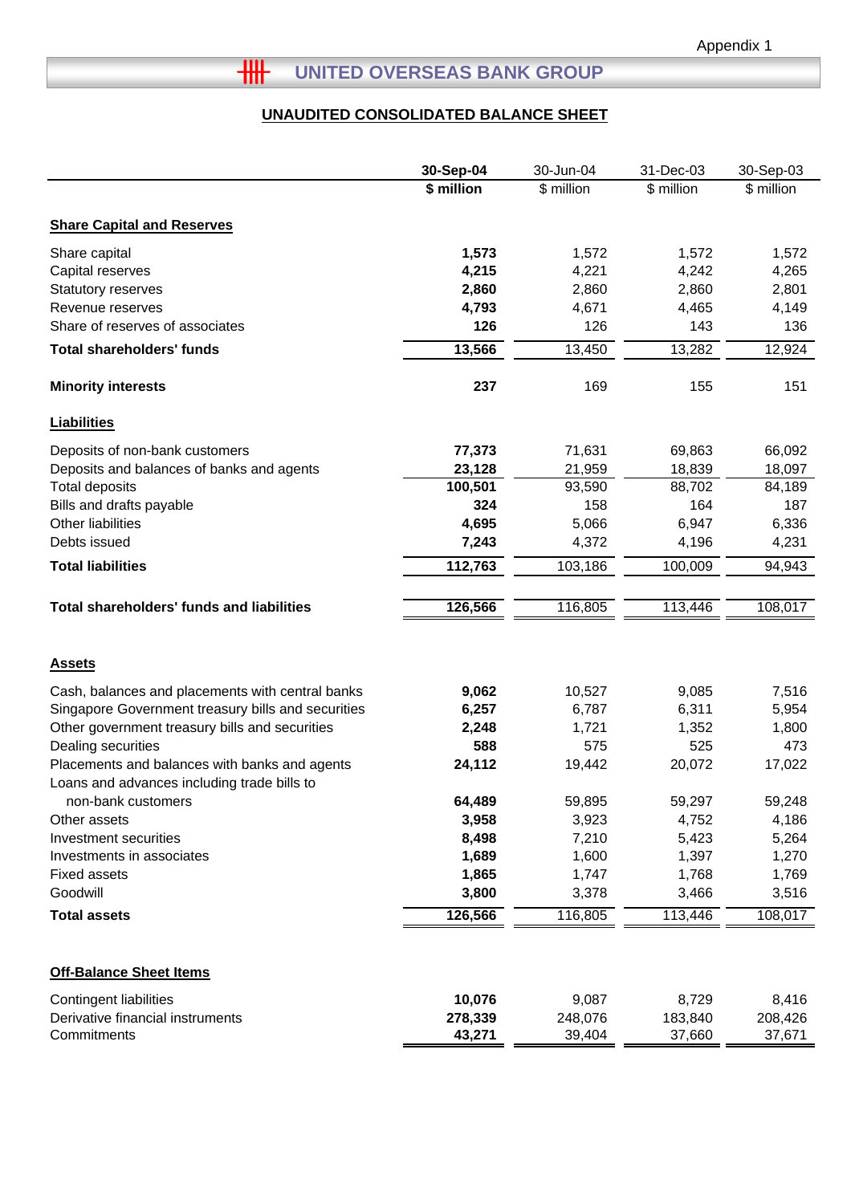Appendix 1

# UNITED OVERSEAS BANK GROUP

## UNAUDITED CONSOLIDATED BALANCE SHEET

| | 30-Sep-04 | 30-Jun-04 | 31-Dec-03 | 30-Sep-03 |
|---|---|---|---|---|
| | $ million | $ million | $ million | $ million |
| **Share Capital and Reserves** | | | | |
| Share capital | **1,573** | 1,572 | 1,572 | 1,572 |
| Capital reserves | **4,215** | 4,221 | 4,242 | 4,265 |
| Statutory reserves | **2,860** | 2,860 | 2,860 | 2,801 |
| Revenue reserves | **4,793** | 4,671 | 4,465 | 4,149 |
| Share of reserves of associates | **126** | 126 | 143 | 136 |
| **Total shareholders' funds** | **13,566** | 13,450 | 13,282 | 12,924 |
| **Minority interests** | **237** | 169 | 155 | 151 |
| **Liabilities** | | | | |
| Deposits of non-bank customers | **77,373** | 71,631 | 69,863 | 66,092 |
| Deposits and balances of banks and agents | **23,128** | 21,959 | 18,839 | 18,097 |
| Total deposits | **100,501** | 93,590 | 88,702 | 84,189 |
| Bills and drafts payable | **324** | 158 | 164 | 187 |
| Other liabilities | **4,695** | 5,066 | 6,947 | 6,336 |
| Debts issued | **7,243** | 4,372 | 4,196 | 4,231 |
| **Total liabilities** | **112,763** | 103,186 | 100,009 | 94,943 |
| **Total shareholders' funds and liabilities** | **126,566** | 116,805 | 113,446 | 108,017 |
| **Assets** | | | | |
| Cash, balances and placements with central banks | **9,062** | 10,527 | 9,085 | 7,516 |
| Singapore Government treasury bills and securities | **6,257** | 6,787 | 6,311 | 5,954 |
| Other government treasury bills and securities | **2,248** | 1,721 | 1,352 | 1,800 |
| Dealing securities | **588** | 575 | 525 | 473 |
| Placements and balances with banks and agents | **24,112** | 19,442 | 20,072 | 17,022 |
| Loans and advances including trade bills to non-bank customers | **64,489** | 59,895 | 59,297 | 59,248 |
| Other assets | **3,958** | 3,923 | 4,752 | 4,186 |
| Investment securities | **8,498** | 7,210 | 5,423 | 5,264 |
| Investments in associates | **1,689** | 1,600 | 1,397 | 1,270 |
| Fixed assets | **1,865** | 1,747 | 1,768 | 1,769 |
| Goodwill | **3,800** | 3,378 | 3,466 | 3,516 |
| **Total assets** | **126,566** | 116,805 | 113,446 | 108,017 |
| **Off-Balance Sheet Items** | | | | |
| Contingent liabilities | **10,076** | 9,087 | 8,729 | 8,416 |
| Derivative financial instruments | **278,339** | 248,076 | 183,840 | 208,426 |
| Commitments | **43,271** | 39,404 | 37,660 | 37,671 |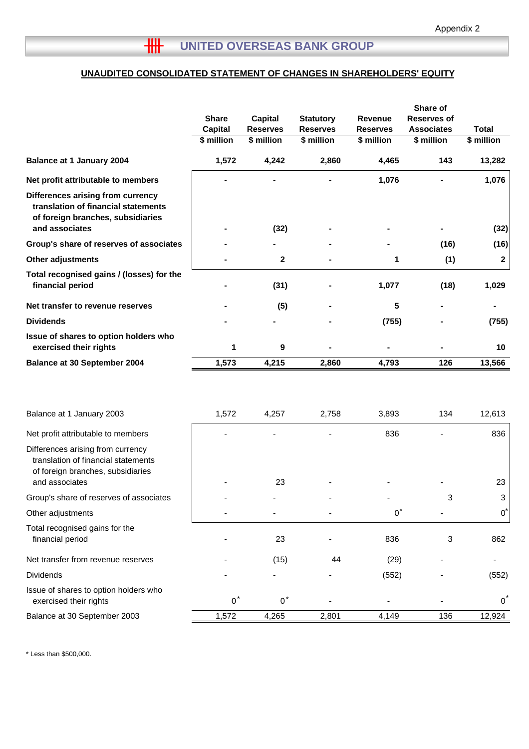Appendix 2

# UNITED OVERSEAS BANK GROUP

## UNAUDITED CONSOLIDATED STATEMENT OF CHANGES IN SHAREHOLDERS' EQUITY

| | Share Capital | Capital Reserves | Statutory Reserves | Revenue Reserves | Share of Reserves of Associates | Total |
|---|---|---|---|---|---|---|
| | $ million | $ million | $ million | $ million | $ million | $ million |
| **Balance at 1 January 2004** | **1,572** | **4,242** | **2,860** | **4,465** | **143** | **13,282** |
| **Net profit attributable to members** | **-** | **-** | **-** | **1,076** | **-** | **1,076** |
| **Differences arising from currency translation of financial statements of foreign branches, subsidiaries and associates** | **-** | **(32)** | **-** | **-** | **-** | **(32)** |
| **Group's share of reserves of associates** | **-** | **-** | **-** | **-** | **(16)** | **(16)** |
| **Other adjustments** | **-** | **2** | **-** | **1** | **(1)** | **2** |
| **Total recognised gains / (losses) for the financial period** | **-** | **(31)** | **-** | **1,077** | **(18)** | **1,029** |
| **Net transfer to revenue reserves** | **-** | **(5)** | **-** | **5** | **-** | **-** |
| **Dividends** | **-** | **-** | **-** | **(755)** | **-** | **(755)** |
| **Issue of shares to option holders who exercised their rights** | **1** | **9** | **-** | **-** | **-** | **10** |
| **Balance at 30 September 2004** | **1,573** | **4,215** | **2,860** | **4,793** | **126** | **13,566** |
| | | | | | | |
| Balance at 1 January 2003 | 1,572 | 4,257 | 2,758 | 3,893 | 134 | 12,613 |
| Net profit attributable to members | - | - | - | 836 | - | 836 |
| Differences arising from currency translation of financial statements of foreign branches, subsidiaries and associates | - | 23 | - | - | - | 23 |
| Group's share of reserves of associates | - | - | - | - | 3 | 3 |
| Other adjustments | - | - | - | 0* | - | 0* |
| Total recognised gains for the financial period | - | 23 | - | 836 | 3 | 862 |
| Net transfer from revenue reserves | - | (15) | 44 | (29) | - | - |
| Dividends | - | - | - | (552) | - | (552) |
| Issue of shares to option holders who exercised their rights | 0* | 0* | - | - | - | 0* |
| Balance at 30 September 2003 | 1,572 | 4,265 | 2,801 | 4,149 | 136 | 12,924 |

* Less than $500,000.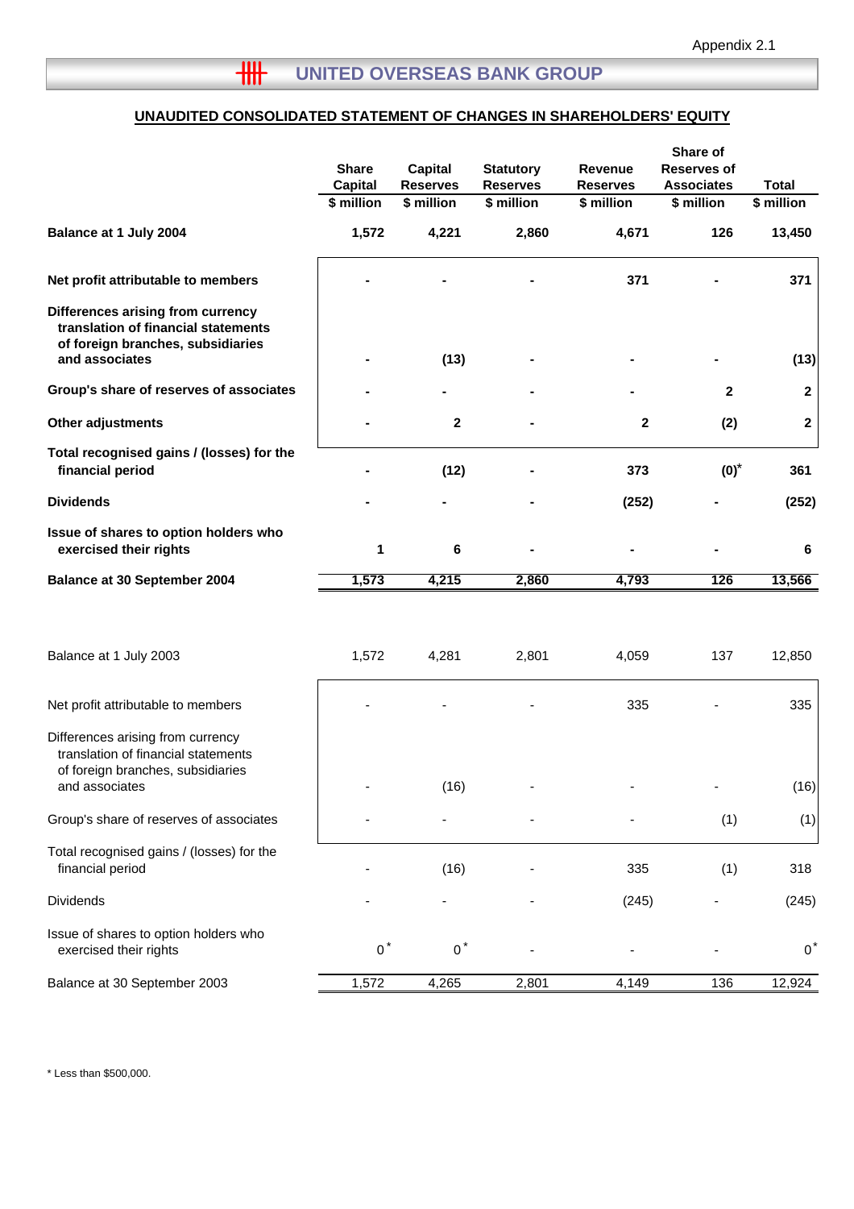Appendix 2.1

# UNITED OVERSEAS BANK GROUP

## UNAUDITED CONSOLIDATED STATEMENT OF CHANGES IN SHAREHOLDERS' EQUITY

| | Share Capital | Capital Reserves | Statutory Reserves | Revenue Reserves | Share of Reserves of Associates | Total |
|---|---|---|---|---|---|---|
| | $ million | $ million | $ million | $ million | $ million | $ million |
| **Balance at 1 July 2004** | **1,572** | **4,221** | **2,860** | **4,671** | **126** | **13,450** |
| **Net profit attributable to members** | **-** | **-** | **-** | **371** | **-** | **371** |
| **Differences arising from currency translation of financial statements of foreign branches, subsidiaries and associates** | **-** | **(13)** | **-** | **-** | **-** | **(13)** |
| **Group's share of reserves of associates** | **-** | **-** | **-** | **-** | **2** | **2** |
| **Other adjustments** | **-** | **2** | **-** | **2** | **(2)** | **2** |
| **Total recognised gains / (losses) for the financial period** | **-** | **(12)** | **-** | **373** | **(0)*** | **361** |
| **Dividends** | **-** | **-** | **-** | **(252)** | **-** | **(252)** |
| **Issue of shares to option holders who exercised their rights** | **1** | **6** | **-** | **-** | **-** | **6** |
| **Balance at 30 September 2004** | **1,573** | **4,215** | **2,860** | **4,793** | **126** | **13,566** |
| | | | | | | |
| Balance at 1 July 2003 | 1,572 | 4,281 | 2,801 | 4,059 | 137 | 12,850 |
| Net profit attributable to members | - | - | - | 335 | - | 335 |
| Differences arising from currency translation of financial statements of foreign branches, subsidiaries and associates | - | (16) | - | - | - | (16) |
| Group's share of reserves of associates | - | - | - | - | (1) | (1) |
| Total recognised gains / (losses) for the financial period | - | (16) | - | 335 | (1) | 318 |
| Dividends | - | - | - | (245) | - | (245) |
| Issue of shares to option holders who exercised their rights | 0* | 0* | - | - | - | 0* |
| Balance at 30 September 2003 | 1,572 | 4,265 | 2,801 | 4,149 | 136 | 12,924 |

* Less than $500,000.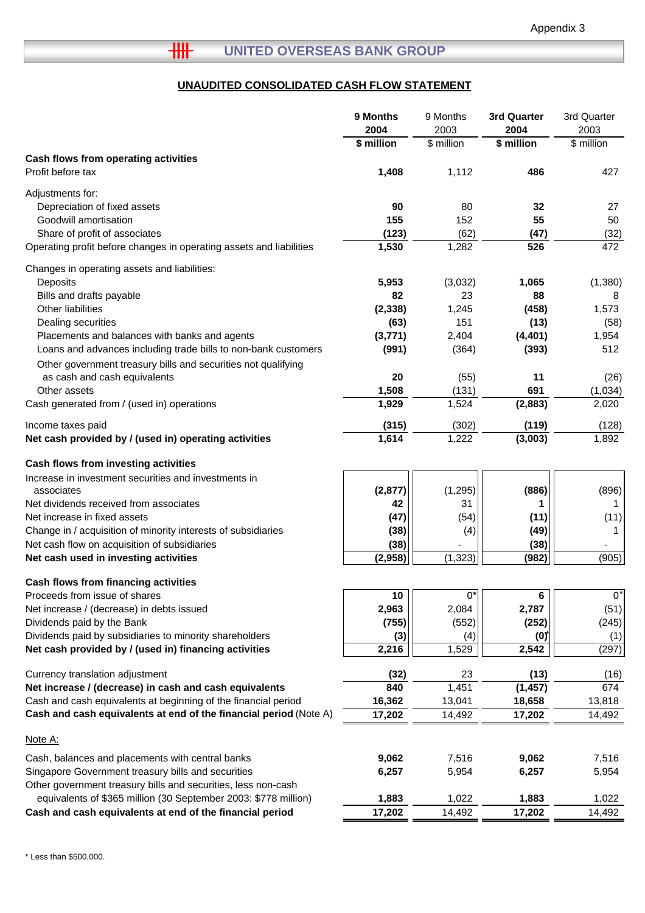Appendix 3

# UNITED OVERSEAS BANK GROUP

## UNAUDITED CONSOLIDATED CASH FLOW STATEMENT

| | **9 Months 2004** | 9 Months 2003 | **3rd Quarter 2004** | 3rd Quarter 2003 |
|---|---|---|---|---|
| | **$ million** | $ million | **$ million** | $ million |
| **Cash flows from operating activities** | | | | |
| Profit before tax | **1,408** | 1,112 | **486** | 427 |
| Adjustments for: | | | | |
| Depreciation of fixed assets | **90** | 80 | **32** | 27 |
| Goodwill amortisation | **155** | 152 | **55** | 50 |
| Share of profit of associates | **(123)** | (62) | **(47)** | (32) |
| Operating profit before changes in operating assets and liabilities | **1,530** | 1,282 | **526** | 472 |
| Changes in operating assets and liabilities: | | | | |
| Deposits | **5,953** | (3,032) | **1,065** | (1,380) |
| Bills and drafts payable | **82** | 23 | **88** | 8 |
| Other liabilities | **(2,338)** | 1,245 | **(458)** | 1,573 |
| Dealing securities | **(63)** | 151 | **(13)** | (58) |
| Placements and balances with banks and agents | **(3,771)** | 2,404 | **(4,401)** | 1,954 |
| Loans and advances including trade bills to non-bank customers | **(991)** | (364) | **(393)** | 512 |
| Other government treasury bills and securities not qualifying as cash and cash equivalents | **20** | (55) | **11** | (26) |
| Other assets | **1,508** | (131) | **691** | (1,034) |
| Cash generated from / (used in) operations | **1,929** | 1,524 | **(2,883)** | 2,020 |
| Income taxes paid | **(315)** | (302) | **(119)** | (128) |
| **Net cash provided by / (used in) operating activities** | **1,614** | 1,222 | **(3,003)** | 1,892 |
| **Cash flows from investing activities** | | | | |
| Increase in investment securities and investments in associates | **(2,877)** | (1,295) | **(886)** | (896) |
| Net dividends received from associates | **42** | 31 | **1** | 1 |
| Net increase in fixed assets | **(47)** | (54) | **(11)** | (11) |
| Change in / acquisition of minority interests of subsidiaries | **(38)** | (4) | **(49)** | 1 |
| Net cash flow on acquisition of subsidiaries | **(38)** | - | **(38)** | - |
| **Net cash used in investing activities** | **(2,958)** | (1,323) | **(982)** | (905) |
| **Cash flows from financing activities** | | | | |
| Proceeds from issue of shares | **10** | 0* | **6** | 0* |
| Net increase / (decrease) in debts issued | **2,963** | 2,084 | **2,787** | (51) |
| Dividends paid by the Bank | **(755)** | (552) | **(252)** | (245) |
| Dividends paid by subsidiaries to minority shareholders | **(3)** | (4) | **(0)*** | (1) |
| **Net cash provided by / (used in) financing activities** | **2,216** | 1,529 | **2,542** | (297) |
| Currency translation adjustment | **(32)** | 23 | **(13)** | (16) |
| **Net increase / (decrease) in cash and cash equivalents** | **840** | 1,451 | **(1,457)** | 674 |
| Cash and cash equivalents at beginning of the financial period | **16,362** | 13,041 | **18,658** | 13,818 |
| **Cash and cash equivalents at end of the financial period** (Note A) | **17,202** | 14,492 | **17,202** | 14,492 |

Note A:

| | | | | |
|---|---|---|---|---|
| Cash, balances and placements with central banks | **9,062** | 7,516 | **9,062** | 7,516 |
| Singapore Government treasury bills and securities | **6,257** | 5,954 | **6,257** | 5,954 |
| Other government treasury bills and securities, less non-cash equivalents of $365 million (30 September 2003: $778 million) | **1,883** | 1,022 | **1,883** | 1,022 |
| **Cash and cash equivalents at end of the financial period** | **17,202** | 14,492 | **17,202** | 14,492 |

* Less than $500,000.